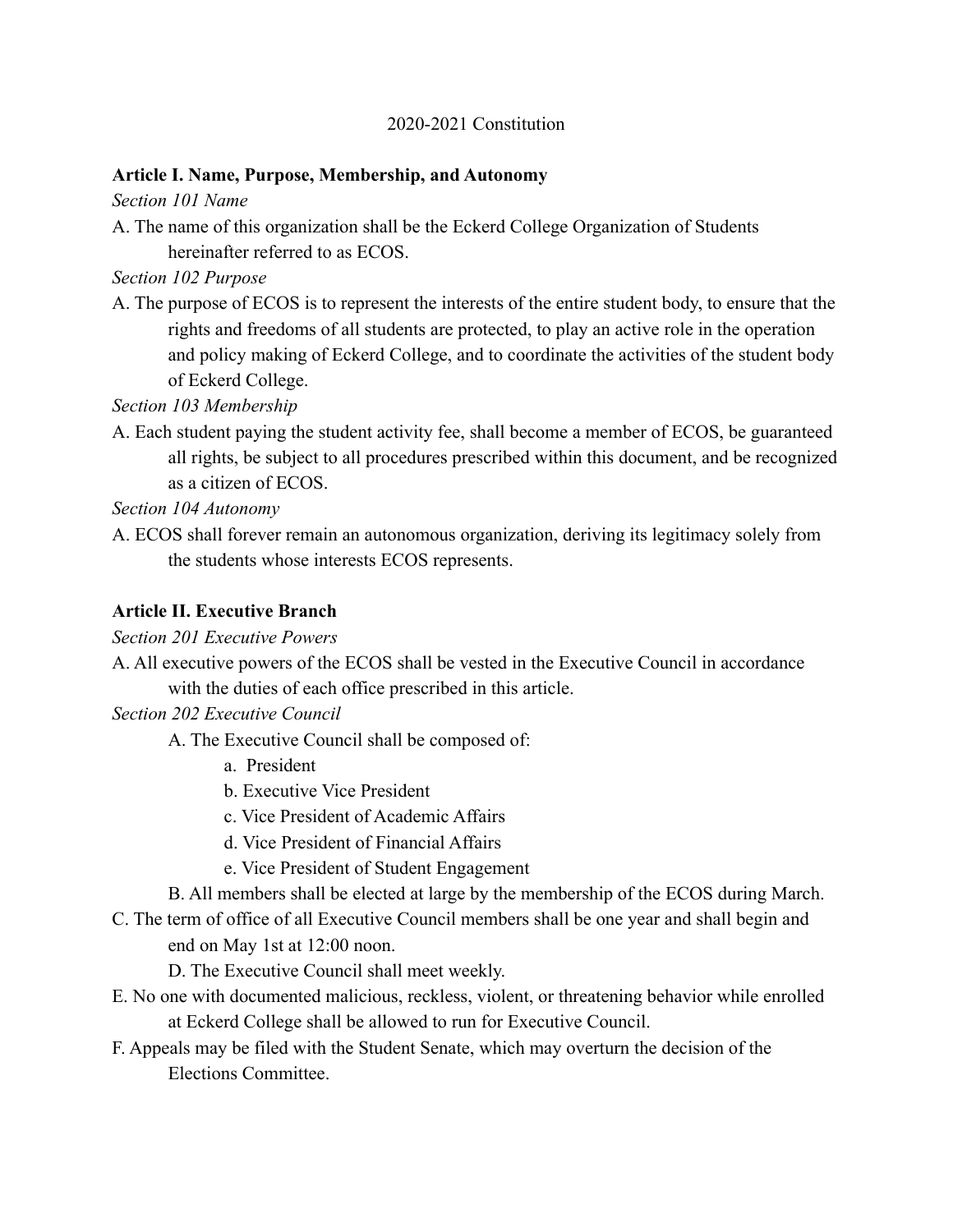2020-2021 Constitution

**Article I. Name, Purpose, Membership, and Autonomy**

*Section 101 Name*

A. The name of this organization shall be the Eckerd College Organization of Students hereinafter referred to as ECOS.

*Section 102 Purpose*

A. The purpose of ECOS is to represent the interests of the entire student body, to ensure that the rights and freedoms of all students are protected, to play an active role in the operation and policy making of Eckerd College, and to coordinate the activities of the student body of Eckerd College.

*Section 103 Membership*

A. Each student paying the student activity fee, shall become a member of ECOS, be guaranteed all rights, be subject to all procedures prescribed within this document, and be recognized as a citizen of ECOS.

*Section 104 Autonomy*

A. ECOS shall forever remain an autonomous organization, deriving its legitimacy solely from the students whose interests ECOS represents.

**Article II. Executive Branch**

*Section 201 Executive Powers*

A. All executive powers of the ECOS shall be vested in the Executive Council in accordance with the duties of each office prescribed in this article.

*Section 202 Executive Council*

A. The Executive Council shall be composed of:
   - a. President
   - b. Executive Vice President
   - c. Vice President of Academic Affairs
   - d. Vice President of Financial Affairs
   - e. Vice President of Student Engagement

B. All members shall be elected at large by the membership of the ECOS during March.

C. The term of office of all Executive Council members shall be one year and shall begin and end on May 1st at 12:00 noon.

D. The Executive Council shall meet weekly.

E. No one with documented malicious, reckless, violent, or threatening behavior while enrolled at Eckerd College shall be allowed to run for Executive Council.

F. Appeals may be filed with the Student Senate, which may overturn the decision of the Elections Committee.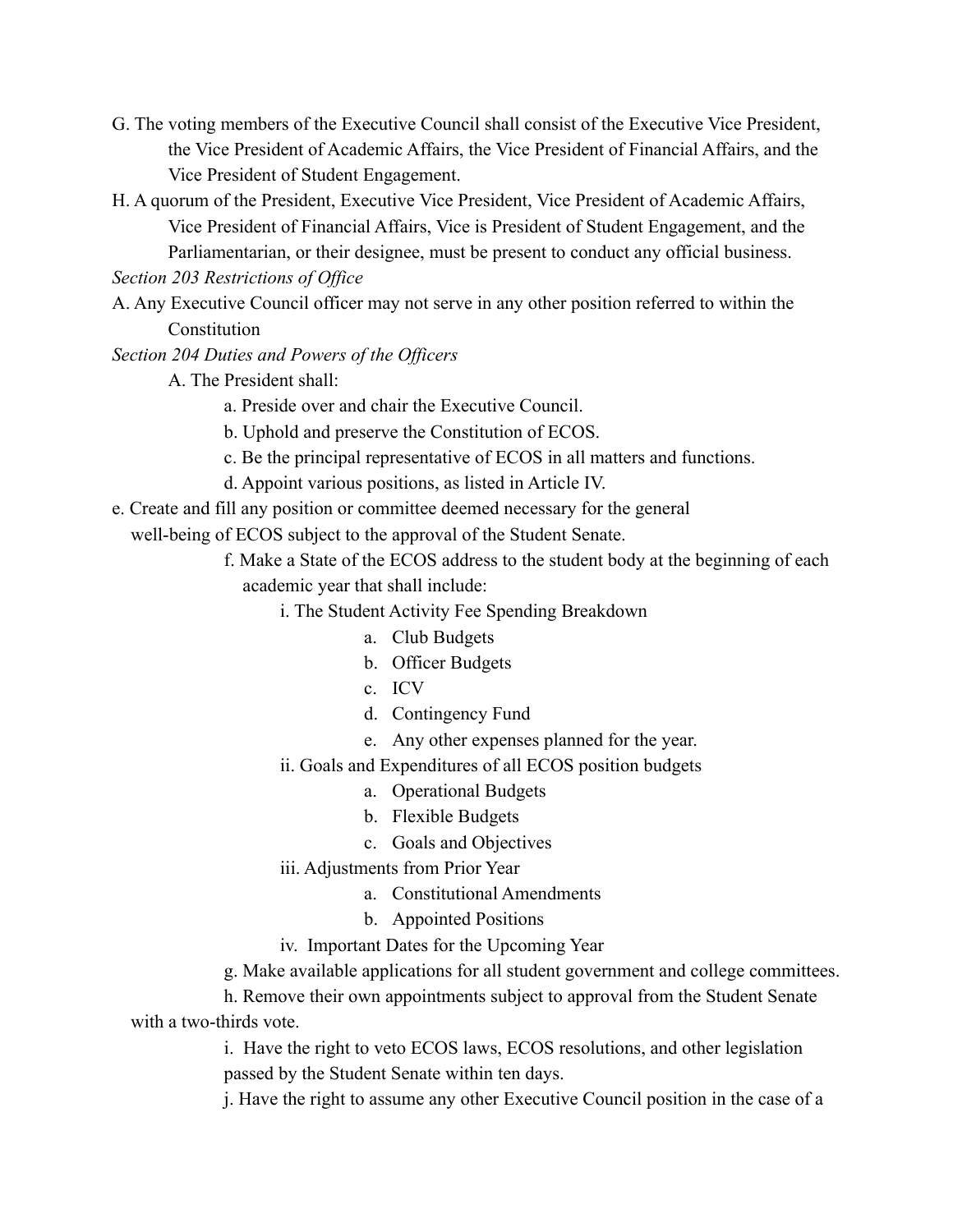G. The voting members of the Executive Council shall consist of the Executive Vice President, the Vice President of Academic Affairs, the Vice President of Financial Affairs, and the Vice President of Student Engagement.

H. A quorum of the President, Executive Vice President, Vice President of Academic Affairs, Vice President of Financial Affairs, Vice is President of Student Engagement, and the Parliamentarian, or their designee, must be present to conduct any official business.

*Section 203 Restrictions of Office*

A. Any Executive Council officer may not serve in any other position referred to within the Constitution

*Section 204 Duties and Powers of the Officers*

A. The President shall:

- a. Preside over and chair the Executive Council.
- b. Uphold and preserve the Constitution of ECOS.
- c. Be the principal representative of ECOS in all matters and functions.
- d. Appoint various positions, as listed in Article IV.
- e. Create and fill any position or committee deemed necessary for the general well-being of ECOS subject to the approval of the Student Senate.
- f. Make a State of the ECOS address to the student body at the beginning of each academic year that shall include:
  - i. The Student Activity Fee Spending Breakdown
    - a. Club Budgets
    - b. Officer Budgets
    - c. ICV
    - d. Contingency Fund
    - e. Any other expenses planned for the year.
  - ii. Goals and Expenditures of all ECOS position budgets
    - a. Operational Budgets
    - b. Flexible Budgets
    - c. Goals and Objectives
  - iii. Adjustments from Prior Year
    - a. Constitutional Amendments
    - b. Appointed Positions
  - iv. Important Dates for the Upcoming Year
- g. Make available applications for all student government and college committees.
- h. Remove their own appointments subject to approval from the Student Senate with a two-thirds vote.
- i. Have the right to veto ECOS laws, ECOS resolutions, and other legislation passed by the Student Senate within ten days.
- j. Have the right to assume any other Executive Council position in the case of a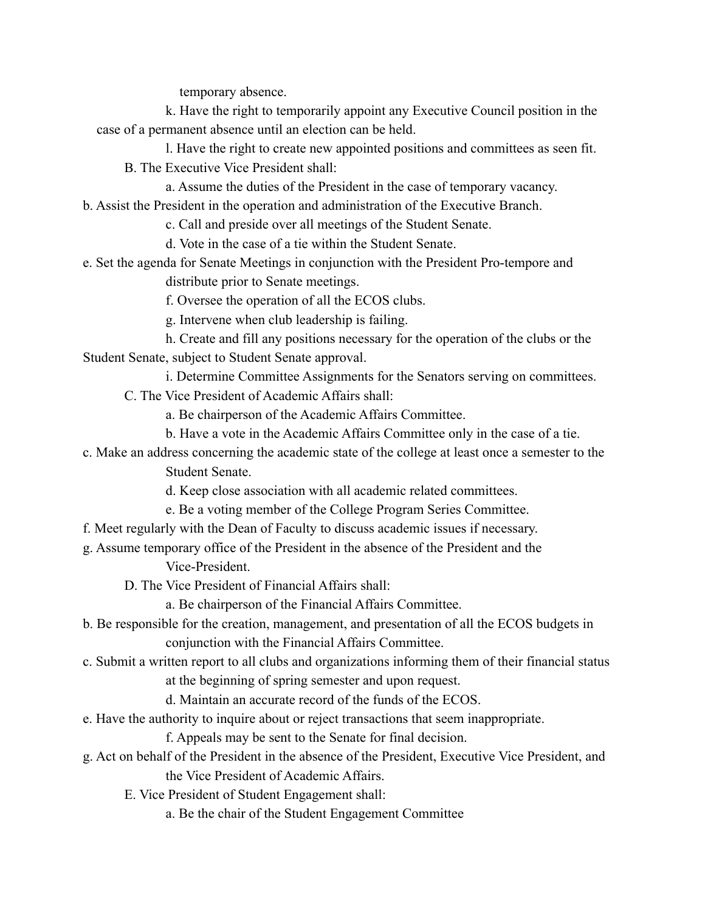temporary absence.

k. Have the right to temporarily appoint any Executive Council position in the case of a permanent absence until an election can be held.

l. Have the right to create new appointed positions and committees as seen fit.

B. The Executive Vice President shall:

a. Assume the duties of the President in the case of temporary vacancy.

b. Assist the President in the operation and administration of the Executive Branch.

c. Call and preside over all meetings of the Student Senate.

d. Vote in the case of a tie within the Student Senate.

e. Set the agenda for Senate Meetings in conjunction with the President Pro-tempore and distribute prior to Senate meetings.

f. Oversee the operation of all the ECOS clubs.

g. Intervene when club leadership is failing.

h. Create and fill any positions necessary for the operation of the clubs or the Student Senate, subject to Student Senate approval.

i. Determine Committee Assignments for the Senators serving on committees.

C. The Vice President of Academic Affairs shall:

a. Be chairperson of the Academic Affairs Committee.

b. Have a vote in the Academic Affairs Committee only in the case of a tie.

c. Make an address concerning the academic state of the college at least once a semester to the Student Senate.

d. Keep close association with all academic related committees.

e. Be a voting member of the College Program Series Committee.

f. Meet regularly with the Dean of Faculty to discuss academic issues if necessary.

g. Assume temporary office of the President in the absence of the President and the Vice-President.

D. The Vice President of Financial Affairs shall:

a. Be chairperson of the Financial Affairs Committee.

b. Be responsible for the creation, management, and presentation of all the ECOS budgets in conjunction with the Financial Affairs Committee.

c. Submit a written report to all clubs and organizations informing them of their financial status at the beginning of spring semester and upon request.

d. Maintain an accurate record of the funds of the ECOS.

e. Have the authority to inquire about or reject transactions that seem inappropriate.

f. Appeals may be sent to the Senate for final decision.

g. Act on behalf of the President in the absence of the President, Executive Vice President, and the Vice President of Academic Affairs.

E. Vice President of Student Engagement shall:

a. Be the chair of the Student Engagement Committee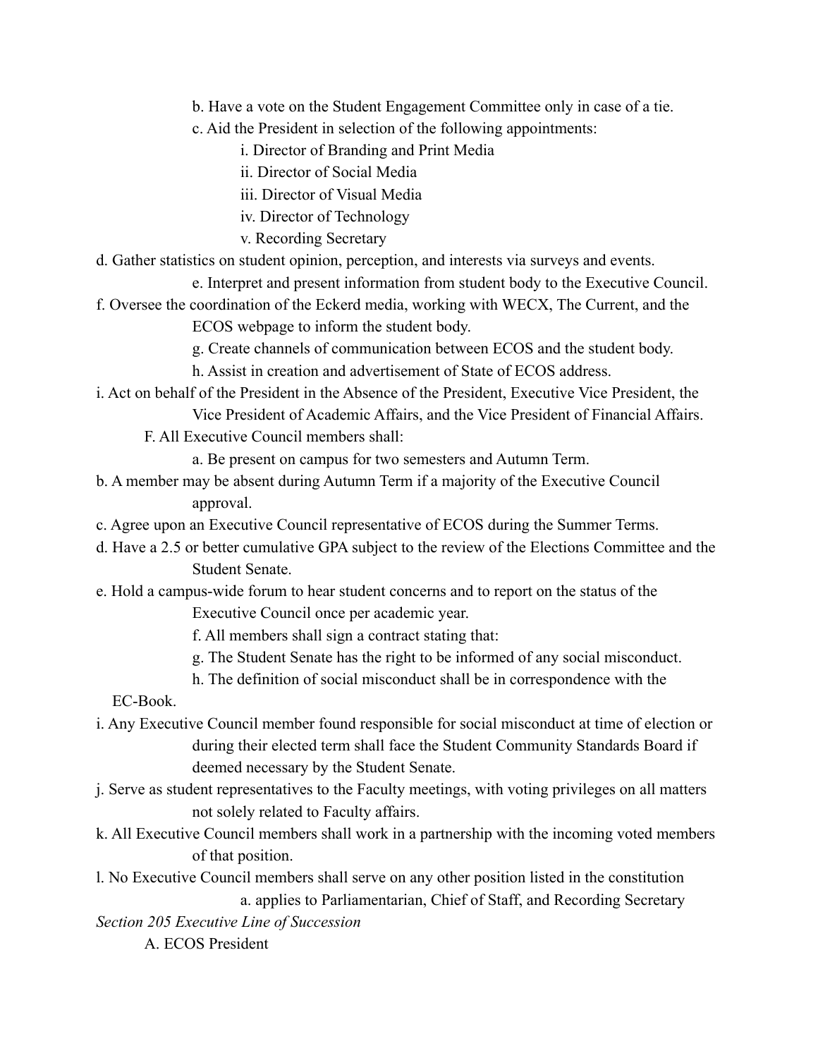b. Have a vote on the Student Engagement Committee only in case of a tie.

c. Aid the President in selection of the following appointments:

i. Director of Branding and Print Media

ii. Director of Social Media

iii. Director of Visual Media

iv. Director of Technology

v. Recording Secretary

d. Gather statistics on student opinion, perception, and interests via surveys and events.

e. Interpret and present information from student body to the Executive Council.

f. Oversee the coordination of the Eckerd media, working with WECX, The Current, and the ECOS webpage to inform the student body.

g. Create channels of communication between ECOS and the student body.

h. Assist in creation and advertisement of State of ECOS address.

i. Act on behalf of the President in the Absence of the President, Executive Vice President, the Vice President of Academic Affairs, and the Vice President of Financial Affairs.

F. All Executive Council members shall:

a. Be present on campus for two semesters and Autumn Term.

b. A member may be absent during Autumn Term if a majority of the Executive Council approval.

c. Agree upon an Executive Council representative of ECOS during the Summer Terms.

d. Have a 2.5 or better cumulative GPA subject to the review of the Elections Committee and the Student Senate.

e. Hold a campus-wide forum to hear student concerns and to report on the status of the Executive Council once per academic year.

f. All members shall sign a contract stating that:

g. The Student Senate has the right to be informed of any social misconduct.

h. The definition of social misconduct shall be in correspondence with the EC-Book.

i. Any Executive Council member found responsible for social misconduct at time of election or during their elected term shall face the Student Community Standards Board if deemed necessary by the Student Senate.

j. Serve as student representatives to the Faculty meetings, with voting privileges on all matters not solely related to Faculty affairs.

k. All Executive Council members shall work in a partnership with the incoming voted members of that position.

l. No Executive Council members shall serve on any other position listed in the constitution

a. applies to Parliamentarian, Chief of Staff, and Recording Secretary

*Section 205 Executive Line of Succession*

A. ECOS President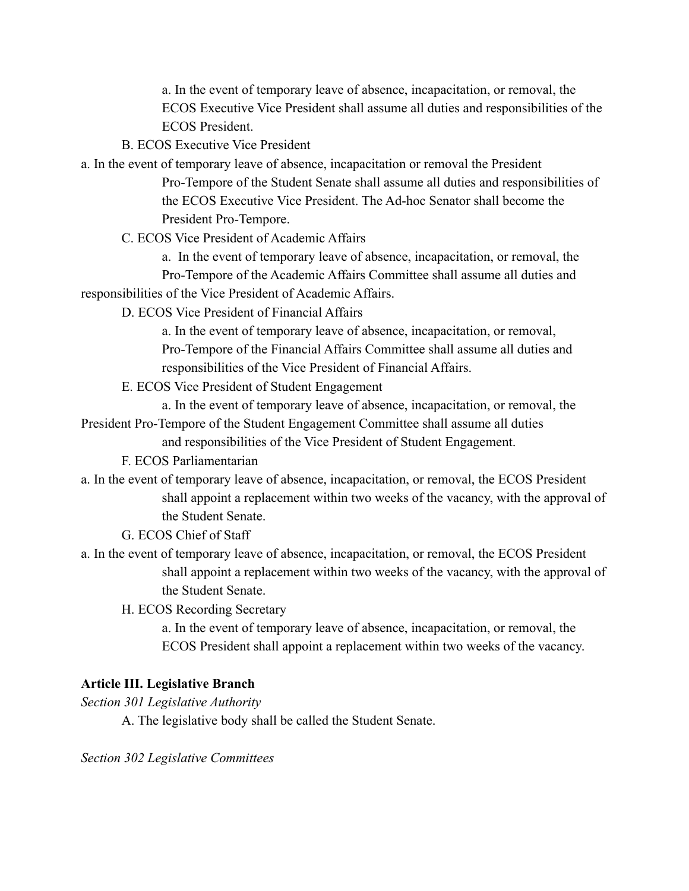a. In the event of temporary leave of absence, incapacitation, or removal, the ECOS Executive Vice President shall assume all duties and responsibilities of the ECOS President.

B. ECOS Executive Vice President

a. In the event of temporary leave of absence, incapacitation or removal the President Pro-Tempore of the Student Senate shall assume all duties and responsibilities of the ECOS Executive Vice President. The Ad-hoc Senator shall become the President Pro-Tempore.

C. ECOS Vice President of Academic Affairs

a. In the event of temporary leave of absence, incapacitation, or removal, the Pro-Tempore of the Academic Affairs Committee shall assume all duties and responsibilities of the Vice President of Academic Affairs.

D. ECOS Vice President of Financial Affairs

a. In the event of temporary leave of absence, incapacitation, or removal, Pro-Tempore of the Financial Affairs Committee shall assume all duties and responsibilities of the Vice President of Financial Affairs.

E. ECOS Vice President of Student Engagement

a. In the event of temporary leave of absence, incapacitation, or removal, the President Pro-Tempore of the Student Engagement Committee shall assume all duties and responsibilities of the Vice President of Student Engagement.

F. ECOS Parliamentarian

a. In the event of temporary leave of absence, incapacitation, or removal, the ECOS President shall appoint a replacement within two weeks of the vacancy, with the approval of the Student Senate.

G. ECOS Chief of Staff

a. In the event of temporary leave of absence, incapacitation, or removal, the ECOS President shall appoint a replacement within two weeks of the vacancy, with the approval of the Student Senate.

H. ECOS Recording Secretary

a. In the event of temporary leave of absence, incapacitation, or removal, the ECOS President shall appoint a replacement within two weeks of the vacancy.

## Article III. Legislative Branch

*Section 301 Legislative Authority*

A. The legislative body shall be called the Student Senate.

*Section 302 Legislative Committees*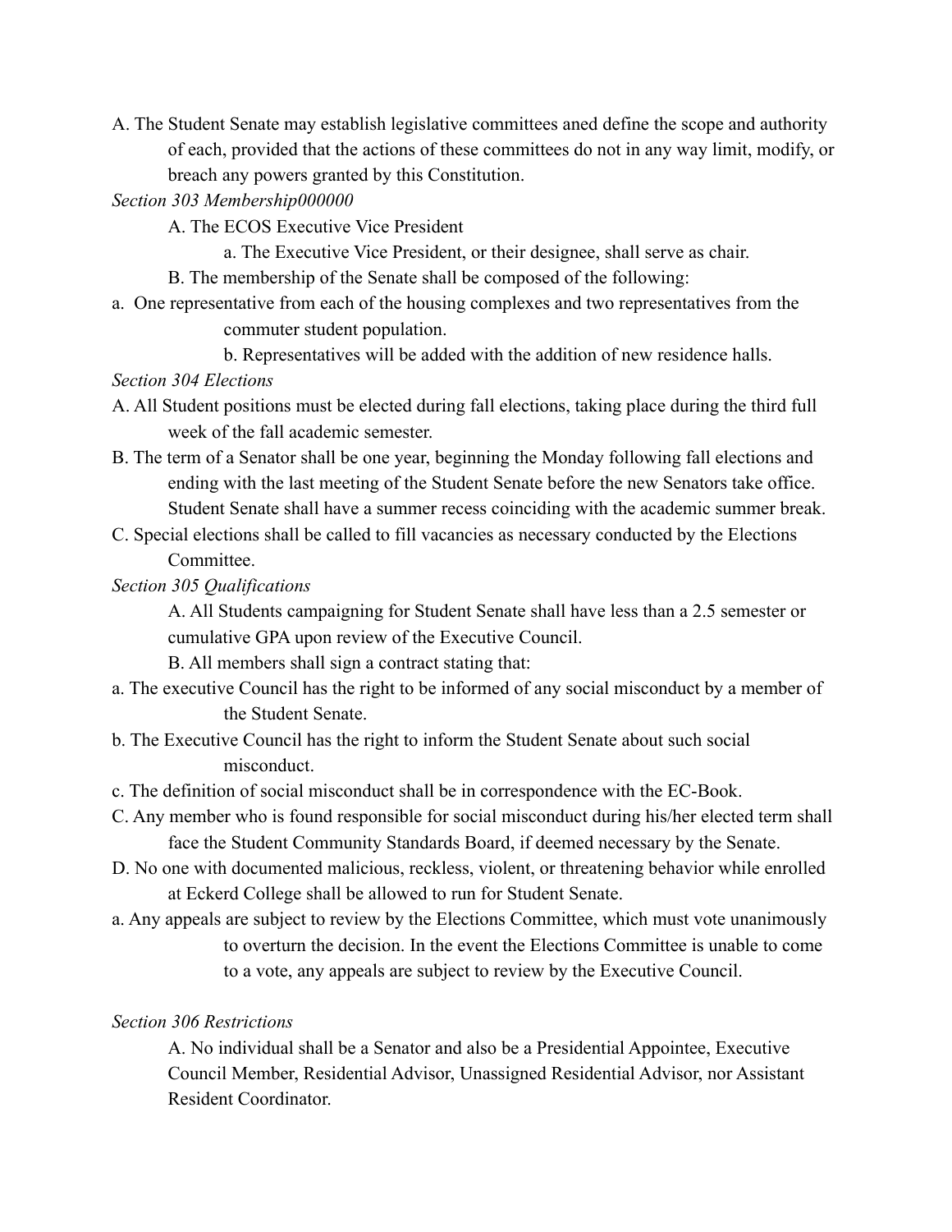A. The Student Senate may establish legislative committees aned define the scope and authority of each, provided that the actions of these committees do not in any way limit, modify, or breach any powers granted by this Constitution.

*Section 303 Membership000000*

A. The ECOS Executive Vice President

a. The Executive Vice President, or their designee, shall serve as chair.

B. The membership of the Senate shall be composed of the following:

a. One representative from each of the housing complexes and two representatives from the commuter student population.

b. Representatives will be added with the addition of new residence halls.

*Section 304 Elections*

A. All Student positions must be elected during fall elections, taking place during the third full week of the fall academic semester.

B. The term of a Senator shall be one year, beginning the Monday following fall elections and ending with the last meeting of the Student Senate before the new Senators take office. Student Senate shall have a summer recess coinciding with the academic summer break.

C. Special elections shall be called to fill vacancies as necessary conducted by the Elections Committee.

*Section 305 Qualifications*

A. All Students campaigning for Student Senate shall have less than a 2.5 semester or cumulative GPA upon review of the Executive Council.

B. All members shall sign a contract stating that:

a. The executive Council has the right to be informed of any social misconduct by a member of the Student Senate.

b. The Executive Council has the right to inform the Student Senate about such social misconduct.

c. The definition of social misconduct shall be in correspondence with the EC-Book.

C. Any member who is found responsible for social misconduct during his/her elected term shall face the Student Community Standards Board, if deemed necessary by the Senate.

D. No one with documented malicious, reckless, violent, or threatening behavior while enrolled at Eckerd College shall be allowed to run for Student Senate.

a. Any appeals are subject to review by the Elections Committee, which must vote unanimously to overturn the decision. In the event the Elections Committee is unable to come to a vote, any appeals are subject to review by the Executive Council.

*Section 306 Restrictions*

A. No individual shall be a Senator and also be a Presidential Appointee, Executive Council Member, Residential Advisor, Unassigned Residential Advisor, nor Assistant Resident Coordinator.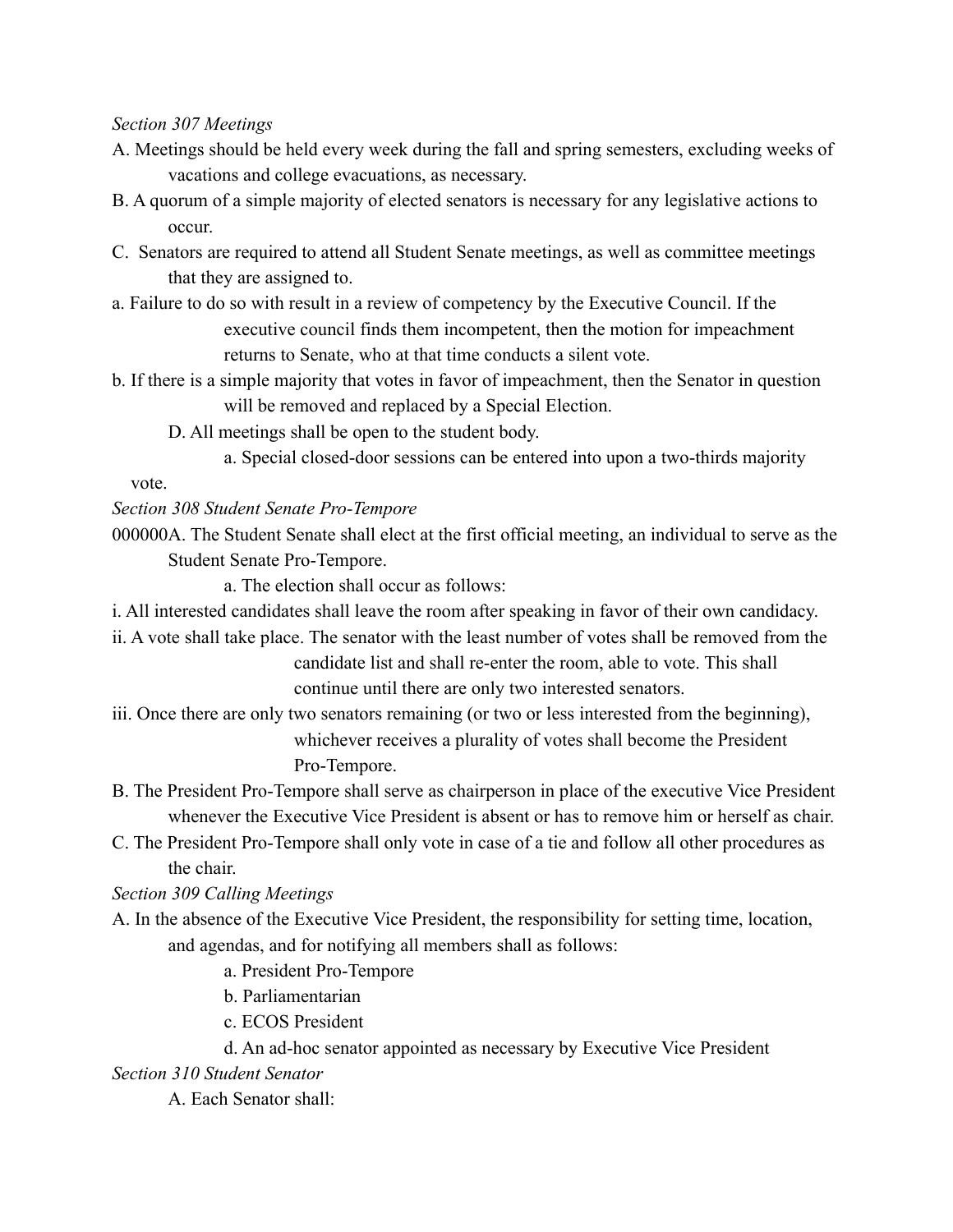*Section 307 Meetings*

A. Meetings should be held every week during the fall and spring semesters, excluding weeks of vacations and college evacuations, as necessary.

B. A quorum of a simple majority of elected senators is necessary for any legislative actions to occur.

C. Senators are required to attend all Student Senate meetings, as well as committee meetings that they are assigned to.

a. Failure to do so with result in a review of competency by the Executive Council. If the executive council finds them incompetent, then the motion for impeachment returns to Senate, who at that time conducts a silent vote.

b. If there is a simple majority that votes in favor of impeachment, then the Senator in question will be removed and replaced by a Special Election.

D. All meetings shall be open to the student body.

a. Special closed-door sessions can be entered into upon a two-thirds majority vote.

*Section 308 Student Senate Pro-Tempore*

000000A. The Student Senate shall elect at the first official meeting, an individual to serve as the Student Senate Pro-Tempore.

a. The election shall occur as follows:

i. All interested candidates shall leave the room after speaking in favor of their own candidacy.

ii. A vote shall take place. The senator with the least number of votes shall be removed from the candidate list and shall re-enter the room, able to vote. This shall continue until there are only two interested senators.

iii. Once there are only two senators remaining (or two or less interested from the beginning), whichever receives a plurality of votes shall become the President Pro-Tempore.

B. The President Pro-Tempore shall serve as chairperson in place of the executive Vice President whenever the Executive Vice President is absent or has to remove him or herself as chair.

C. The President Pro-Tempore shall only vote in case of a tie and follow all other procedures as the chair.

*Section 309 Calling Meetings*

A. In the absence of the Executive Vice President, the responsibility for setting time, location, and agendas, and for notifying all members shall as follows:

a. President Pro-Tempore

b. Parliamentarian

c. ECOS President

d. An ad-hoc senator appointed as necessary by Executive Vice President

*Section 310 Student Senator*

A. Each Senator shall: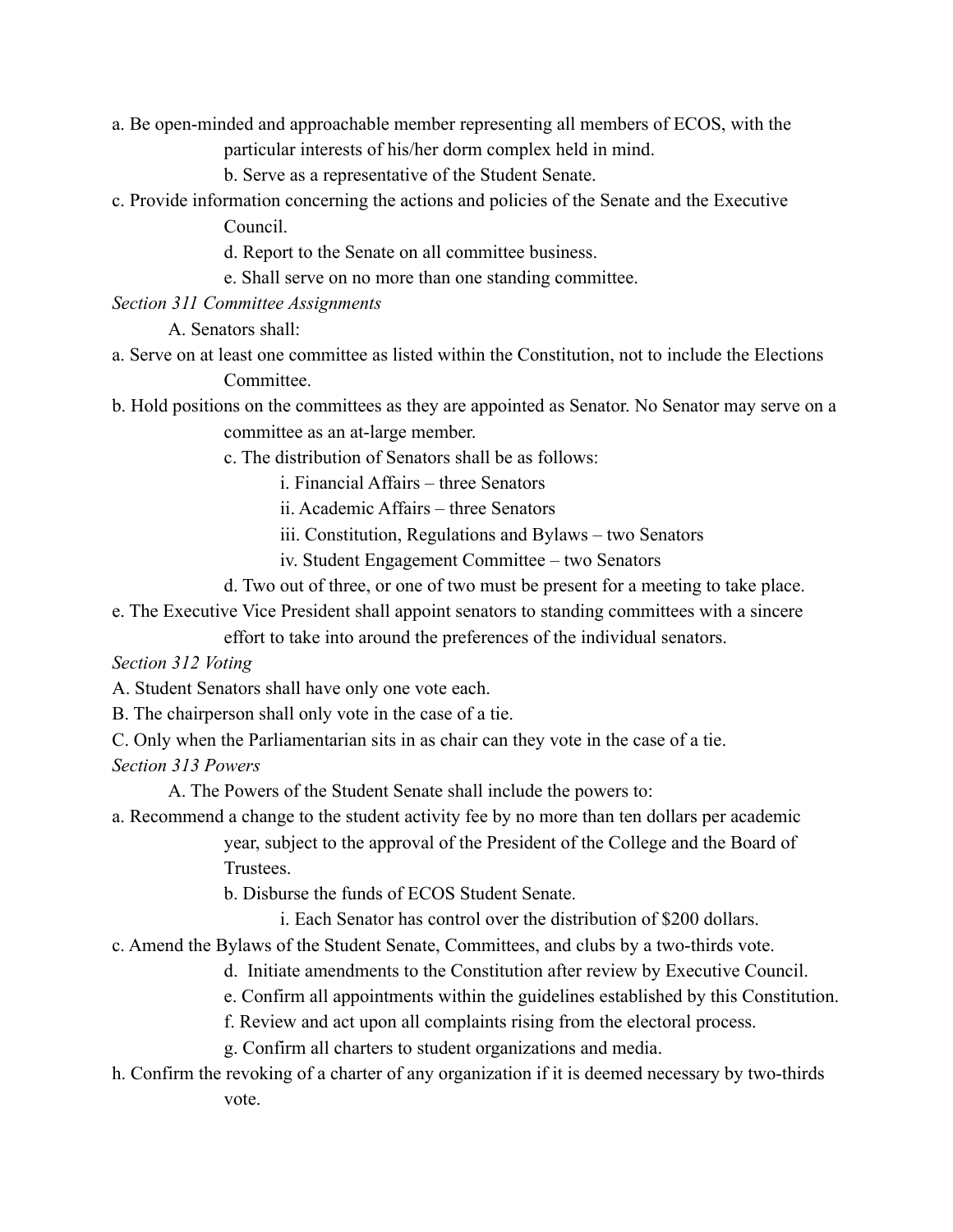a. Be open-minded and approachable member representing all members of ECOS, with the particular interests of his/her dorm complex held in mind.

b. Serve as a representative of the Student Senate.

c. Provide information concerning the actions and policies of the Senate and the Executive Council.

d. Report to the Senate on all committee business.

e. Shall serve on no more than one standing committee.

*Section 311 Committee Assignments*

A. Senators shall:

a. Serve on at least one committee as listed within the Constitution, not to include the Elections Committee.

b. Hold positions on the committees as they are appointed as Senator. No Senator may serve on a committee as an at-large member.

c. The distribution of Senators shall be as follows:

i. Financial Affairs – three Senators

ii. Academic Affairs – three Senators

iii. Constitution, Regulations and Bylaws – two Senators

iv. Student Engagement Committee – two Senators

d. Two out of three, or one of two must be present for a meeting to take place.

e. The Executive Vice President shall appoint senators to standing committees with a sincere effort to take into around the preferences of the individual senators.

*Section 312 Voting*

A. Student Senators shall have only one vote each.

B. The chairperson shall only vote in the case of a tie.

C. Only when the Parliamentarian sits in as chair can they vote in the case of a tie.

*Section 313 Powers*

A. The Powers of the Student Senate shall include the powers to:

a. Recommend a change to the student activity fee by no more than ten dollars per academic year, subject to the approval of the President of the College and the Board of Trustees.

b. Disburse the funds of ECOS Student Senate.

i. Each Senator has control over the distribution of $200 dollars.

c. Amend the Bylaws of the Student Senate, Committees, and clubs by a two-thirds vote.

d. Initiate amendments to the Constitution after review by Executive Council.

e. Confirm all appointments within the guidelines established by this Constitution.

f. Review and act upon all complaints rising from the electoral process.

g. Confirm all charters to student organizations and media.

h. Confirm the revoking of a charter of any organization if it is deemed necessary by two-thirds vote.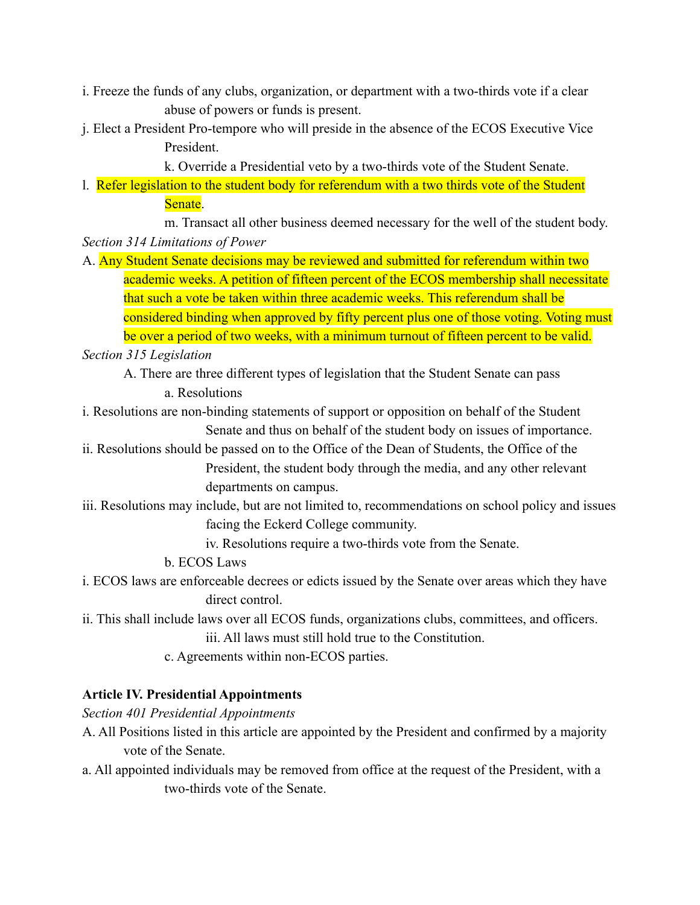i. Freeze the funds of any clubs, organization, or department with a two-thirds vote if a clear abuse of powers or funds is present.

j. Elect a President Pro-tempore who will preside in the absence of the ECOS Executive Vice President.

k. Override a Presidential veto by a two-thirds vote of the Student Senate.

l. Refer legislation to the student body for referendum with a two thirds vote of the Student Senate.

m. Transact all other business deemed necessary for the well of the student body.

*Section 314 Limitations of Power*

A. Any Student Senate decisions may be reviewed and submitted for referendum within two academic weeks. A petition of fifteen percent of the ECOS membership shall necessitate that such a vote be taken within three academic weeks. This referendum shall be considered binding when approved by fifty percent plus one of those voting. Voting must be over a period of two weeks, with a minimum turnout of fifteen percent to be valid.

*Section 315 Legislation*

A. There are three different types of legislation that the Student Senate can pass

a. Resolutions

i. Resolutions are non-binding statements of support or opposition on behalf of the Student Senate and thus on behalf of the student body on issues of importance.

ii. Resolutions should be passed on to the Office of the Dean of Students, the Office of the President, the student body through the media, and any other relevant departments on campus.

iii. Resolutions may include, but are not limited to, recommendations on school policy and issues facing the Eckerd College community.

iv. Resolutions require a two-thirds vote from the Senate.

b. ECOS Laws

i. ECOS laws are enforceable decrees or edicts issued by the Senate over areas which they have direct control.

ii. This shall include laws over all ECOS funds, organizations clubs, committees, and officers.

iii. All laws must still hold true to the Constitution.

c. Agreements within non-ECOS parties.

**Article IV. Presidential Appointments**

*Section 401 Presidential Appointments*

A. All Positions listed in this article are appointed by the President and confirmed by a majority vote of the Senate.

a. All appointed individuals may be removed from office at the request of the President, with a two-thirds vote of the Senate.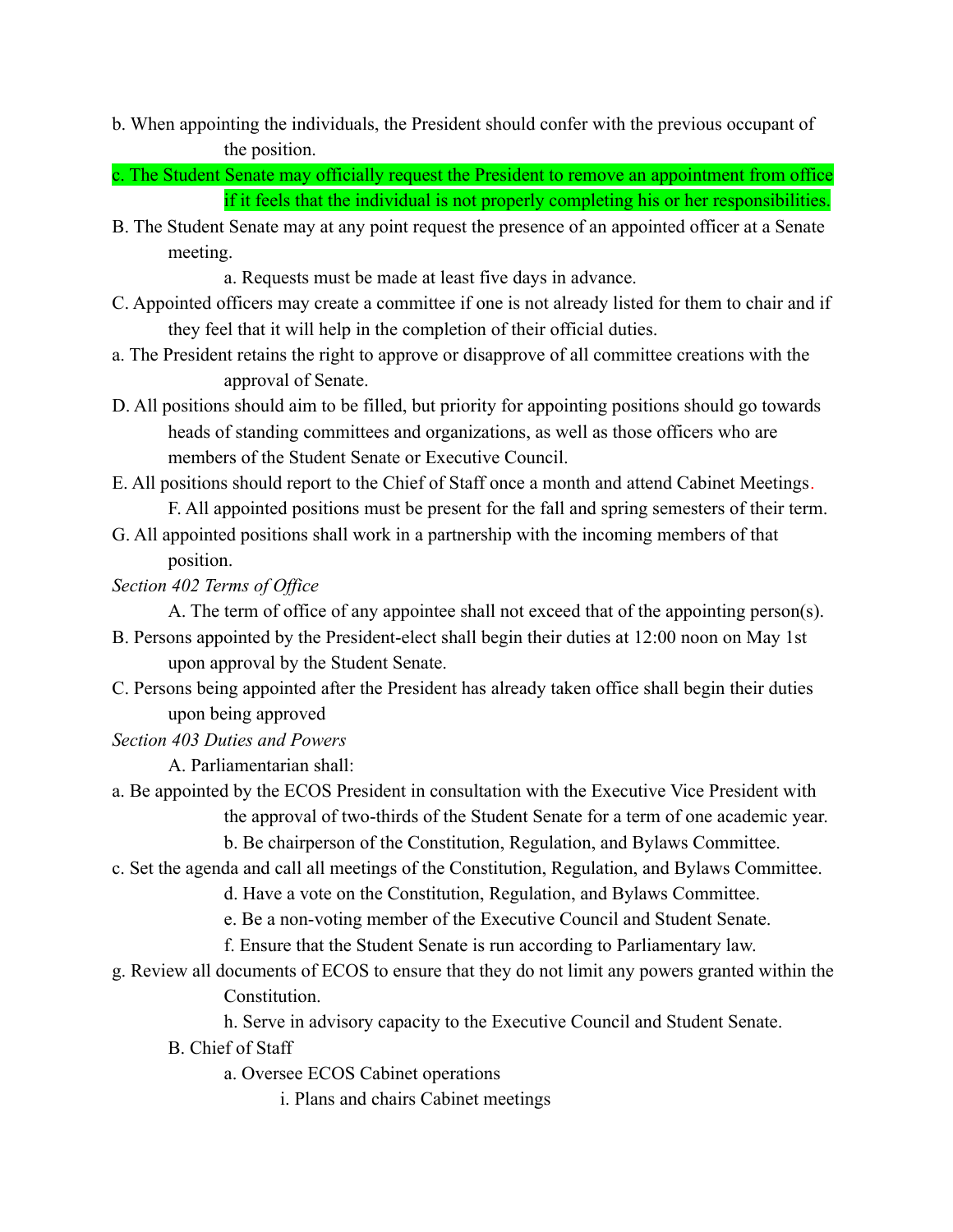b. When appointing the individuals, the President should confer with the previous occupant of the position.

c. The Student Senate may officially request the President to remove an appointment from office if it feels that the individual is not properly completing his or her responsibilities.

B. The Student Senate may at any point request the presence of an appointed officer at a Senate meeting.

a. Requests must be made at least five days in advance.

C. Appointed officers may create a committee if one is not already listed for them to chair and if they feel that it will help in the completion of their official duties.

a. The President retains the right to approve or disapprove of all committee creations with the approval of Senate.

D. All positions should aim to be filled, but priority for appointing positions should go towards heads of standing committees and organizations, as well as those officers who are members of the Student Senate or Executive Council.

E. All positions should report to the Chief of Staff once a month and attend Cabinet Meetings.

F. All appointed positions must be present for the fall and spring semesters of their term.

G. All appointed positions shall work in a partnership with the incoming members of that position.

*Section 402 Terms of Office*

A. The term of office of any appointee shall not exceed that of the appointing person(s).

B. Persons appointed by the President-elect shall begin their duties at 12:00 noon on May 1st upon approval by the Student Senate.

C. Persons being appointed after the President has already taken office shall begin their duties upon being approved

*Section 403 Duties and Powers*

A. Parliamentarian shall:

a. Be appointed by the ECOS President in consultation with the Executive Vice President with the approval of two-thirds of the Student Senate for a term of one academic year.

b. Be chairperson of the Constitution, Regulation, and Bylaws Committee.

c. Set the agenda and call all meetings of the Constitution, Regulation, and Bylaws Committee.

d. Have a vote on the Constitution, Regulation, and Bylaws Committee.

e. Be a non-voting member of the Executive Council and Student Senate.

f. Ensure that the Student Senate is run according to Parliamentary law.

g. Review all documents of ECOS to ensure that they do not limit any powers granted within the Constitution.

h. Serve in advisory capacity to the Executive Council and Student Senate.

B. Chief of Staff

a. Oversee ECOS Cabinet operations

i. Plans and chairs Cabinet meetings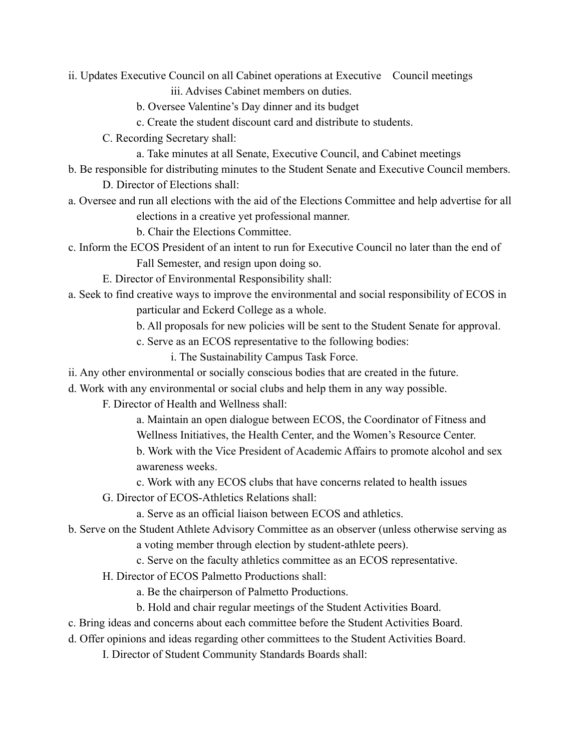ii. Updates Executive Council on all Cabinet operations at Executive Council meetings

iii. Advises Cabinet members on duties.

b. Oversee Valentine's Day dinner and its budget

c. Create the student discount card and distribute to students.

C. Recording Secretary shall:

a. Take minutes at all Senate, Executive Council, and Cabinet meetings

b. Be responsible for distributing minutes to the Student Senate and Executive Council members.

D. Director of Elections shall:

a. Oversee and run all elections with the aid of the Elections Committee and help advertise for all elections in a creative yet professional manner.

b. Chair the Elections Committee.

c. Inform the ECOS President of an intent to run for Executive Council no later than the end of Fall Semester, and resign upon doing so.

E. Director of Environmental Responsibility shall:

a. Seek to find creative ways to improve the environmental and social responsibility of ECOS in particular and Eckerd College as a whole.

b. All proposals for new policies will be sent to the Student Senate for approval.

c. Serve as an ECOS representative to the following bodies:

i. The Sustainability Campus Task Force.

ii. Any other environmental or socially conscious bodies that are created in the future.

d. Work with any environmental or social clubs and help them in any way possible.

F. Director of Health and Wellness shall:

a. Maintain an open dialogue between ECOS, the Coordinator of Fitness and Wellness Initiatives, the Health Center, and the Women's Resource Center.

b. Work with the Vice President of Academic Affairs to promote alcohol and sex awareness weeks.

c. Work with any ECOS clubs that have concerns related to health issues

G. Director of ECOS-Athletics Relations shall:

a. Serve as an official liaison between ECOS and athletics.

b. Serve on the Student Athlete Advisory Committee as an observer (unless otherwise serving as a voting member through election by student-athlete peers).

c. Serve on the faculty athletics committee as an ECOS representative.

H. Director of ECOS Palmetto Productions shall:

a. Be the chairperson of Palmetto Productions.

b. Hold and chair regular meetings of the Student Activities Board.

c. Bring ideas and concerns about each committee before the Student Activities Board.

d. Offer opinions and ideas regarding other committees to the Student Activities Board.

I. Director of Student Community Standards Boards shall: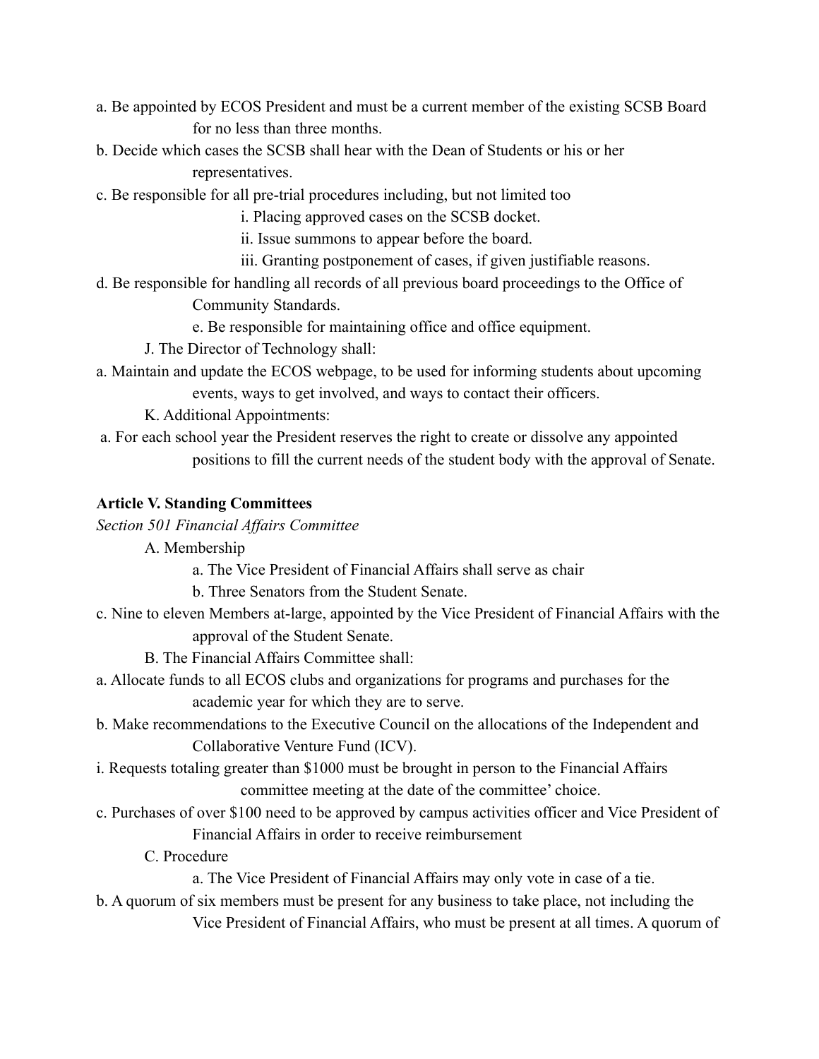a. Be appointed by ECOS President and must be a current member of the existing SCSB Board for no less than three months.

b. Decide which cases the SCSB shall hear with the Dean of Students or his or her representatives.

c. Be responsible for all pre-trial procedures including, but not limited too

- i. Placing approved cases on the SCSB docket.
- ii. Issue summons to appear before the board.
- iii. Granting postponement of cases, if given justifiable reasons.

d. Be responsible for handling all records of all previous board proceedings to the Office of Community Standards.

e. Be responsible for maintaining office and office equipment.

J. The Director of Technology shall:

a. Maintain and update the ECOS webpage, to be used for informing students about upcoming events, ways to get involved, and ways to contact their officers.

K. Additional Appointments:

a. For each school year the President reserves the right to create or dissolve any appointed positions to fill the current needs of the student body with the approval of Senate.

**Article V. Standing Committees**

*Section 501 Financial Affairs Committee*

A. Membership

a. The Vice President of Financial Affairs shall serve as chair

b. Three Senators from the Student Senate.

c. Nine to eleven Members at-large, appointed by the Vice President of Financial Affairs with the approval of the Student Senate.

B. The Financial Affairs Committee shall:

a. Allocate funds to all ECOS clubs and organizations for programs and purchases for the academic year for which they are to serve.

b. Make recommendations to the Executive Council on the allocations of the Independent and Collaborative Venture Fund (ICV).

i. Requests totaling greater than $1000 must be brought in person to the Financial Affairs committee meeting at the date of the committee' choice.

c. Purchases of over $100 need to be approved by campus activities officer and Vice President of Financial Affairs in order to receive reimbursement

C. Procedure

a. The Vice President of Financial Affairs may only vote in case of a tie.

b. A quorum of six members must be present for any business to take place, not including the Vice President of Financial Affairs, who must be present at all times. A quorum of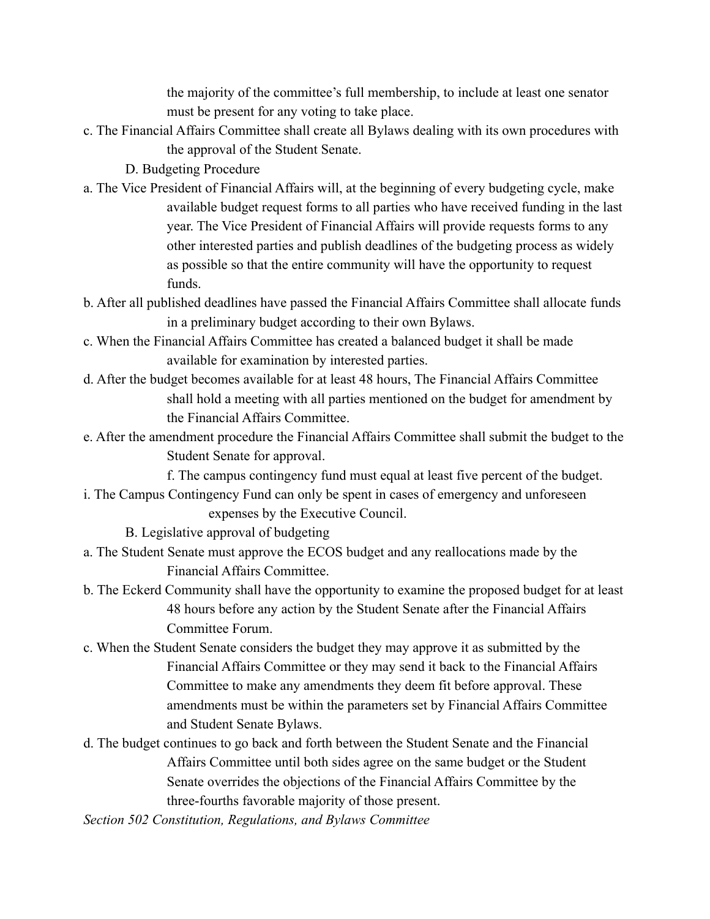the majority of the committee's full membership, to include at least one senator must be present for any voting to take place.

c. The Financial Affairs Committee shall create all Bylaws dealing with its own procedures with the approval of the Student Senate.

D. Budgeting Procedure

a. The Vice President of Financial Affairs will, at the beginning of every budgeting cycle, make available budget request forms to all parties who have received funding in the last year. The Vice President of Financial Affairs will provide requests forms to any other interested parties and publish deadlines of the budgeting process as widely as possible so that the entire community will have the opportunity to request funds.

b. After all published deadlines have passed the Financial Affairs Committee shall allocate funds in a preliminary budget according to their own Bylaws.

c. When the Financial Affairs Committee has created a balanced budget it shall be made available for examination by interested parties.

d. After the budget becomes available for at least 48 hours, The Financial Affairs Committee shall hold a meeting with all parties mentioned on the budget for amendment by the Financial Affairs Committee.

e. After the amendment procedure the Financial Affairs Committee shall submit the budget to the Student Senate for approval.

f. The campus contingency fund must equal at least five percent of the budget.

i. The Campus Contingency Fund can only be spent in cases of emergency and unforeseen expenses by the Executive Council.

B. Legislative approval of budgeting

a. The Student Senate must approve the ECOS budget and any reallocations made by the Financial Affairs Committee.

b. The Eckerd Community shall have the opportunity to examine the proposed budget for at least 48 hours before any action by the Student Senate after the Financial Affairs Committee Forum.

c. When the Student Senate considers the budget they may approve it as submitted by the Financial Affairs Committee or they may send it back to the Financial Affairs Committee to make any amendments they deem fit before approval. These amendments must be within the parameters set by Financial Affairs Committee and Student Senate Bylaws.

d. The budget continues to go back and forth between the Student Senate and the Financial Affairs Committee until both sides agree on the same budget or the Student Senate overrides the objections of the Financial Affairs Committee by the three-fourths favorable majority of those present.

*Section 502 Constitution, Regulations, and Bylaws Committee*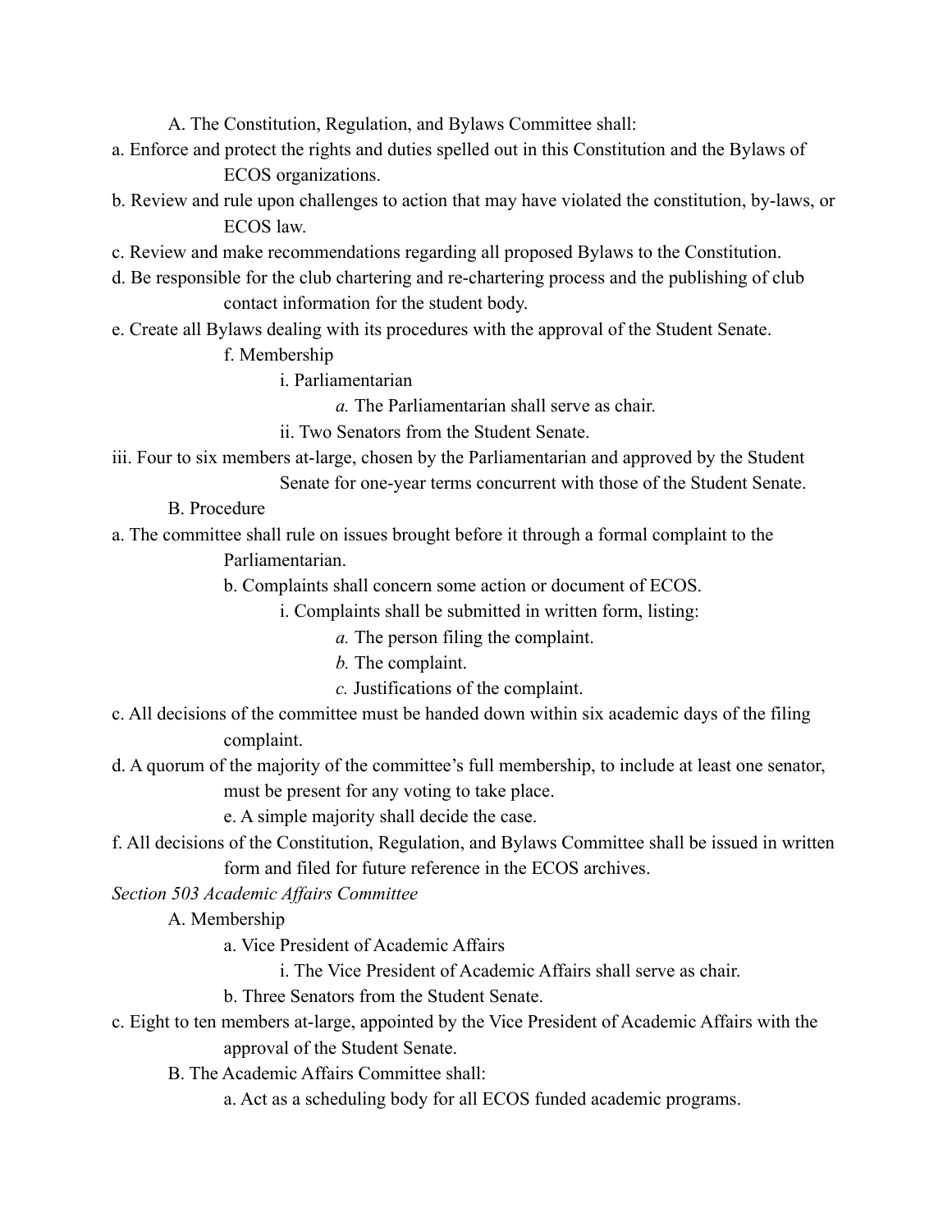A. The Constitution, Regulation, and Bylaws Committee shall:

a. Enforce and protect the rights and duties spelled out in this Constitution and the Bylaws of ECOS organizations.

b. Review and rule upon challenges to action that may have violated the constitution, by-laws, or ECOS law.

c. Review and make recommendations regarding all proposed Bylaws to the Constitution.

d. Be responsible for the club chartering and re-chartering process and the publishing of club contact information for the student body.

e. Create all Bylaws dealing with its procedures with the approval of the Student Senate.

f. Membership

i. Parliamentarian

*a.* The Parliamentarian shall serve as chair.

ii. Two Senators from the Student Senate.

iii. Four to six members at-large, chosen by the Parliamentarian and approved by the Student Senate for one-year terms concurrent with those of the Student Senate.

B. Procedure

a. The committee shall rule on issues brought before it through a formal complaint to the Parliamentarian.

b. Complaints shall concern some action or document of ECOS.

i. Complaints shall be submitted in written form, listing:

*a.* The person filing the complaint.

*b.* The complaint.

*c.* Justifications of the complaint.

c. All decisions of the committee must be handed down within six academic days of the filing complaint.

d. A quorum of the majority of the committee's full membership, to include at least one senator, must be present for any voting to take place.

e. A simple majority shall decide the case.

f. All decisions of the Constitution, Regulation, and Bylaws Committee shall be issued in written form and filed for future reference in the ECOS archives.

*Section 503 Academic Affairs Committee*

A. Membership

a. Vice President of Academic Affairs

i. The Vice President of Academic Affairs shall serve as chair.

b. Three Senators from the Student Senate.

c. Eight to ten members at-large, appointed by the Vice President of Academic Affairs with the approval of the Student Senate.

B. The Academic Affairs Committee shall:

a. Act as a scheduling body for all ECOS funded academic programs.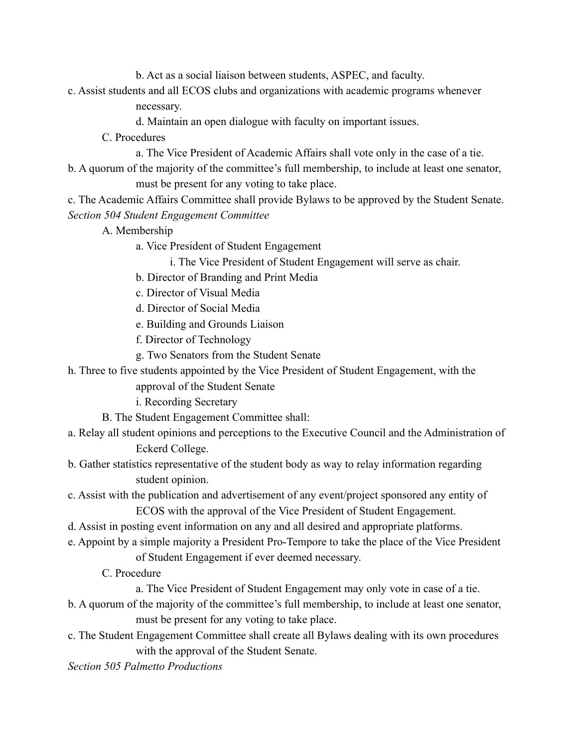b. Act as a social liaison between students, ASPEC, and faculty.

c. Assist students and all ECOS clubs and organizations with academic programs whenever necessary.

d. Maintain an open dialogue with faculty on important issues.

C. Procedures

a. The Vice President of Academic Affairs shall vote only in the case of a tie.

b. A quorum of the majority of the committee's full membership, to include at least one senator, must be present for any voting to take place.

c. The Academic Affairs Committee shall provide Bylaws to be approved by the Student Senate.

*Section 504 Student Engagement Committee*

A. Membership

a. Vice President of Student Engagement

i. The Vice President of Student Engagement will serve as chair.

b. Director of Branding and Print Media

c. Director of Visual Media

d. Director of Social Media

e. Building and Grounds Liaison

f. Director of Technology

g. Two Senators from the Student Senate

h. Three to five students appointed by the Vice President of Student Engagement, with the approval of the Student Senate

i. Recording Secretary

B. The Student Engagement Committee shall:

a. Relay all student opinions and perceptions to the Executive Council and the Administration of Eckerd College.

b. Gather statistics representative of the student body as way to relay information regarding student opinion.

c. Assist with the publication and advertisement of any event/project sponsored any entity of ECOS with the approval of the Vice President of Student Engagement.

d. Assist in posting event information on any and all desired and appropriate platforms.

e. Appoint by a simple majority a President Pro-Tempore to take the place of the Vice President of Student Engagement if ever deemed necessary.

C. Procedure

a. The Vice President of Student Engagement may only vote in case of a tie.

b. A quorum of the majority of the committee's full membership, to include at least one senator, must be present for any voting to take place.

c. The Student Engagement Committee shall create all Bylaws dealing with its own procedures with the approval of the Student Senate.

*Section 505 Palmetto Productions*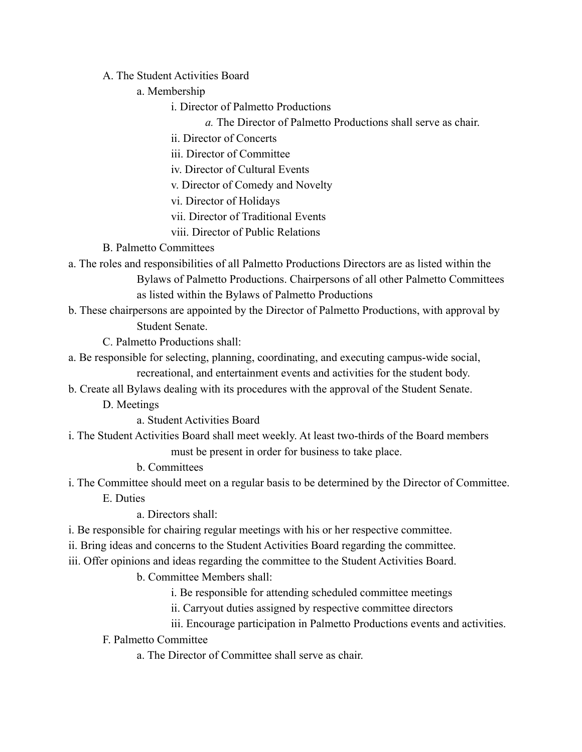A. The Student Activities Board

- a. Membership
  - i. Director of Palmetto Productions
    - *a.* The Director of Palmetto Productions shall serve as chair.
  - ii. Director of Concerts
  - iii. Director of Committee
  - iv. Director of Cultural Events
  - v. Director of Comedy and Novelty
  - vi. Director of Holidays
  - vii. Director of Traditional Events
  - viii. Director of Public Relations

B. Palmetto Committees

- a. The roles and responsibilities of all Palmetto Productions Directors are as listed within the Bylaws of Palmetto Productions. Chairpersons of all other Palmetto Committees as listed within the Bylaws of Palmetto Productions
- b. These chairpersons are appointed by the Director of Palmetto Productions, with approval by Student Senate.

C. Palmetto Productions shall:

- a. Be responsible for selecting, planning, coordinating, and executing campus-wide social, recreational, and entertainment events and activities for the student body.
- b. Create all Bylaws dealing with its procedures with the approval of the Student Senate.

D. Meetings

- a. Student Activities Board
  - i. The Student Activities Board shall meet weekly. At least two-thirds of the Board members must be present in order for business to take place.
- b. Committees
  - i. The Committee should meet on a regular basis to be determined by the Director of Committee.

E. Duties

- a. Directors shall:
  - i. Be responsible for chairing regular meetings with his or her respective committee.
  - ii. Bring ideas and concerns to the Student Activities Board regarding the committee.
  - iii. Offer opinions and ideas regarding the committee to the Student Activities Board.
- b. Committee Members shall:
  - i. Be responsible for attending scheduled committee meetings
  - ii. Carryout duties assigned by respective committee directors
  - iii. Encourage participation in Palmetto Productions events and activities.

F. Palmetto Committee

- a. The Director of Committee shall serve as chair.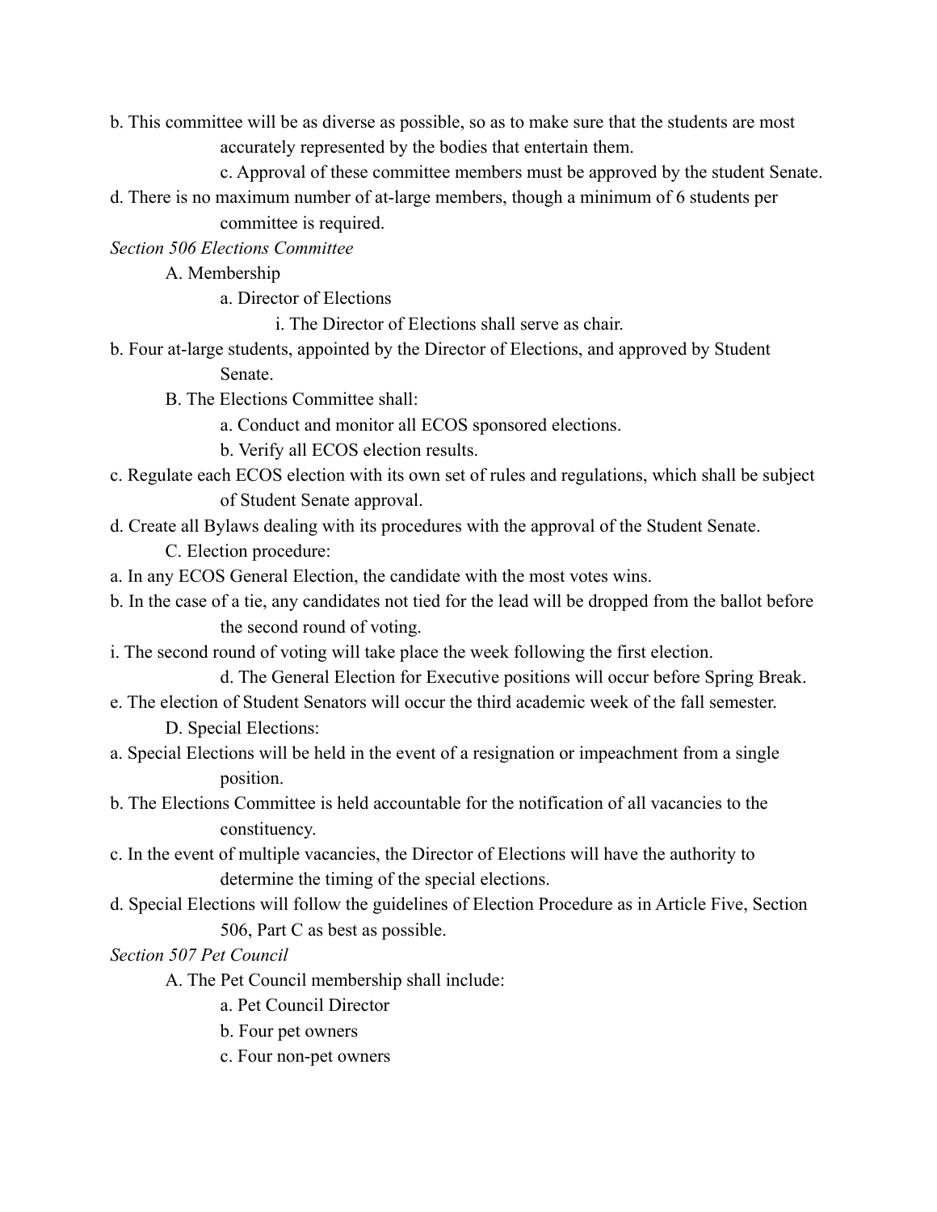b. This committee will be as diverse as possible, so as to make sure that the students are most accurately represented by the bodies that entertain them.

c. Approval of these committee members must be approved by the student Senate.

d. There is no maximum number of at-large members, though a minimum of 6 students per committee is required.

*Section 506 Elections Committee*

A. Membership

a. Director of Elections

i. The Director of Elections shall serve as chair.

b. Four at-large students, appointed by the Director of Elections, and approved by Student Senate.

B. The Elections Committee shall:

a. Conduct and monitor all ECOS sponsored elections.

b. Verify all ECOS election results.

c. Regulate each ECOS election with its own set of rules and regulations, which shall be subject of Student Senate approval.

d. Create all Bylaws dealing with its procedures with the approval of the Student Senate.

C. Election procedure:

a. In any ECOS General Election, the candidate with the most votes wins.

b. In the case of a tie, any candidates not tied for the lead will be dropped from the ballot before the second round of voting.

i. The second round of voting will take place the week following the first election.

d. The General Election for Executive positions will occur before Spring Break.

e. The election of Student Senators will occur the third academic week of the fall semester.

D. Special Elections:

a. Special Elections will be held in the event of a resignation or impeachment from a single position.

b. The Elections Committee is held accountable for the notification of all vacancies to the constituency.

c. In the event of multiple vacancies, the Director of Elections will have the authority to determine the timing of the special elections.

d. Special Elections will follow the guidelines of Election Procedure as in Article Five, Section 506, Part C as best as possible.

*Section 507 Pet Council*

A. The Pet Council membership shall include:

a. Pet Council Director

b. Four pet owners

c. Four non-pet owners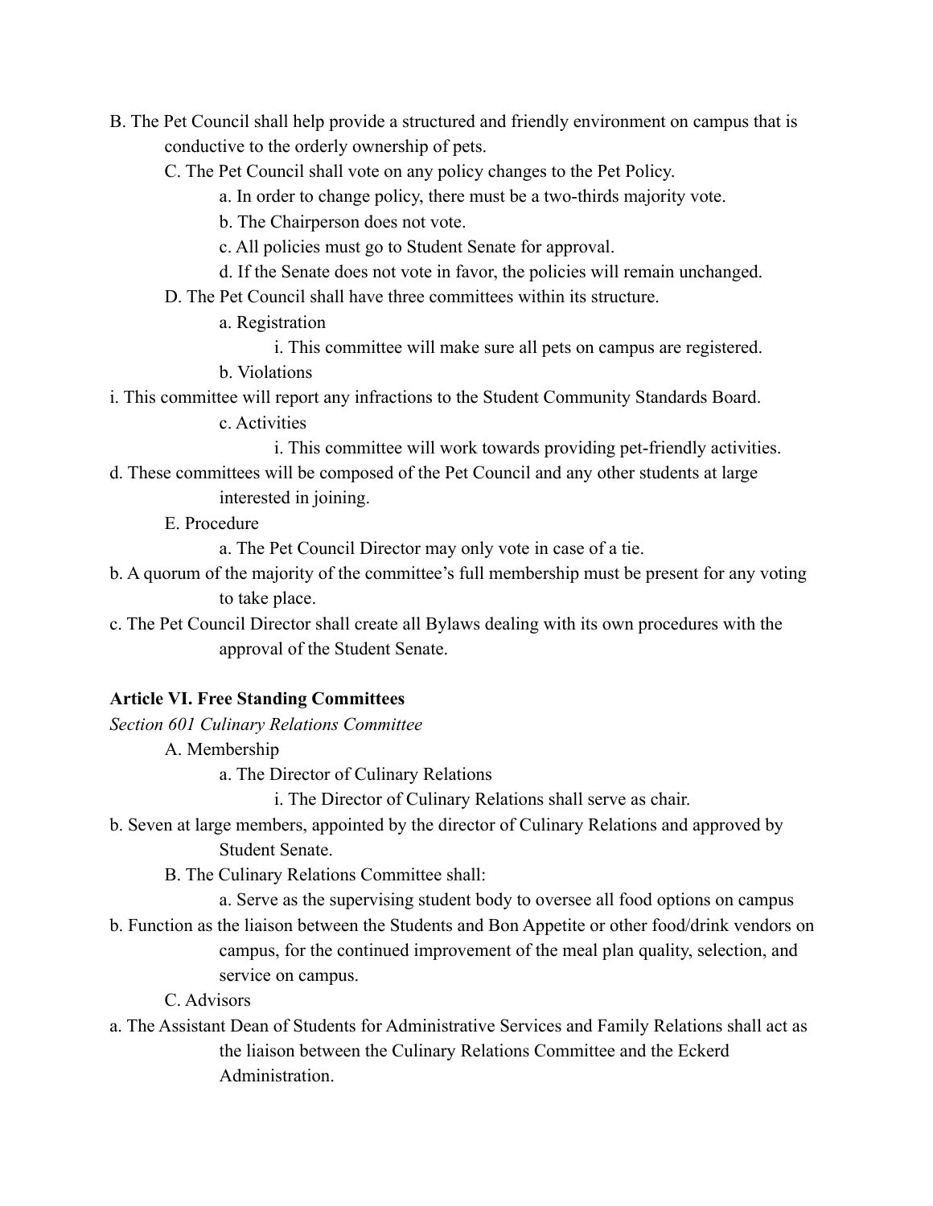B. The Pet Council shall help provide a structured and friendly environment on campus that is conductive to the orderly ownership of pets.

C. The Pet Council shall vote on any policy changes to the Pet Policy.

a. In order to change policy, there must be a two-thirds majority vote.

b. The Chairperson does not vote.

c. All policies must go to Student Senate for approval.

d. If the Senate does not vote in favor, the policies will remain unchanged.

D. The Pet Council shall have three committees within its structure.

a. Registration

i. This committee will make sure all pets on campus are registered.

b. Violations

i. This committee will report any infractions to the Student Community Standards Board.

c. Activities

i. This committee will work towards providing pet-friendly activities.

d. These committees will be composed of the Pet Council and any other students at large interested in joining.

E. Procedure

a. The Pet Council Director may only vote in case of a tie.

b. A quorum of the majority of the committee's full membership must be present for any voting to take place.

c. The Pet Council Director shall create all Bylaws dealing with its own procedures with the approval of the Student Senate.

**Article VI. Free Standing Committees**

*Section 601 Culinary Relations Committee*

A. Membership

a. The Director of Culinary Relations

i. The Director of Culinary Relations shall serve as chair.

b. Seven at large members, appointed by the director of Culinary Relations and approved by Student Senate.

B. The Culinary Relations Committee shall:

a. Serve as the supervising student body to oversee all food options on campus

b. Function as the liaison between the Students and Bon Appetite or other food/drink vendors on campus, for the continued improvement of the meal plan quality, selection, and service on campus.

C. Advisors

a. The Assistant Dean of Students for Administrative Services and Family Relations shall act as the liaison between the Culinary Relations Committee and the Eckerd Administration.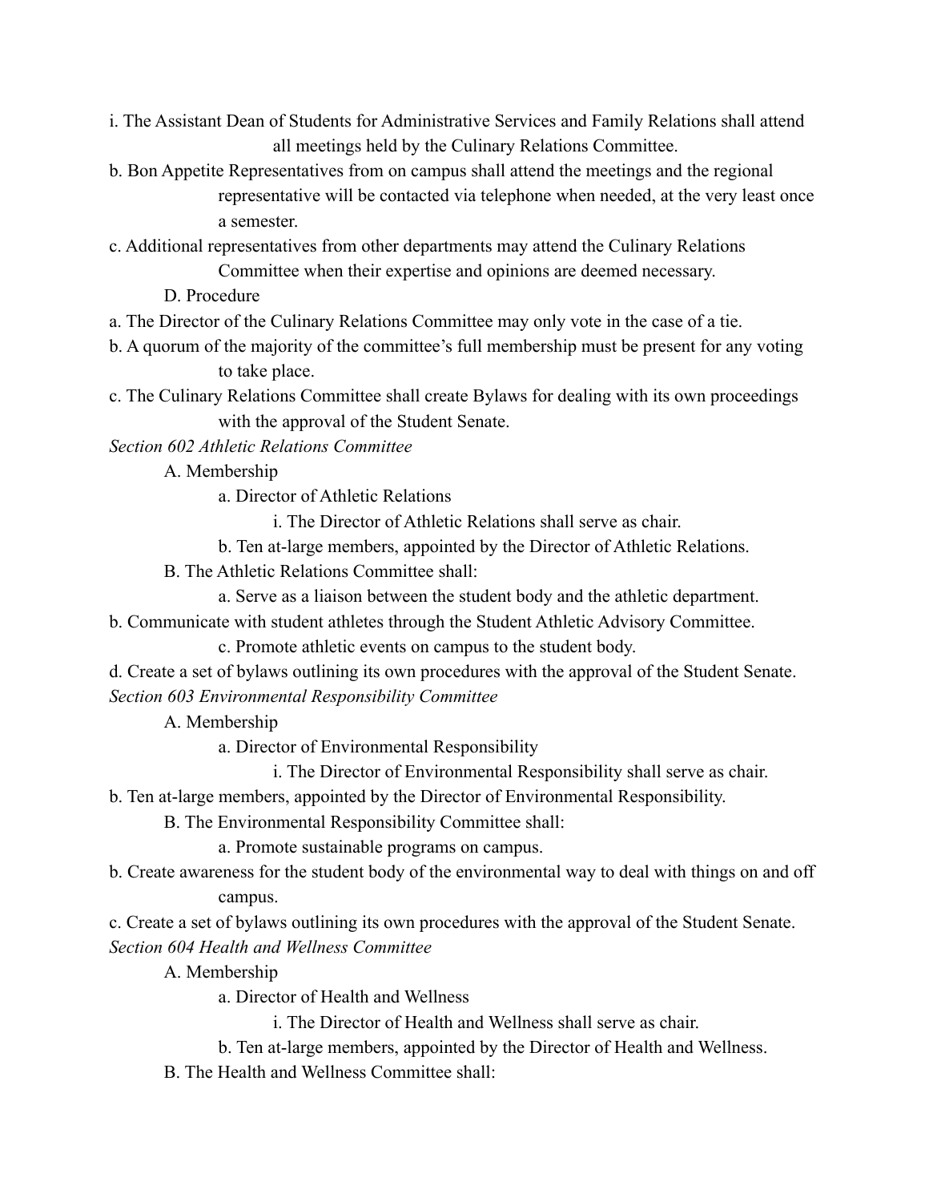i. The Assistant Dean of Students for Administrative Services and Family Relations shall attend all meetings held by the Culinary Relations Committee.

b. Bon Appetite Representatives from on campus shall attend the meetings and the regional representative will be contacted via telephone when needed, at the very least once a semester.

c. Additional representatives from other departments may attend the Culinary Relations Committee when their expertise and opinions are deemed necessary.

D. Procedure

a. The Director of the Culinary Relations Committee may only vote in the case of a tie.

b. A quorum of the majority of the committee's full membership must be present for any voting to take place.

c. The Culinary Relations Committee shall create Bylaws for dealing with its own proceedings with the approval of the Student Senate.

*Section 602 Athletic Relations Committee*

A. Membership

a. Director of Athletic Relations

i. The Director of Athletic Relations shall serve as chair.

b. Ten at-large members, appointed by the Director of Athletic Relations.

B. The Athletic Relations Committee shall:

a. Serve as a liaison between the student body and the athletic department.

b. Communicate with student athletes through the Student Athletic Advisory Committee.

c. Promote athletic events on campus to the student body.

d. Create a set of bylaws outlining its own procedures with the approval of the Student Senate.

*Section 603 Environmental Responsibility Committee*

A. Membership

a. Director of Environmental Responsibility

i. The Director of Environmental Responsibility shall serve as chair.

b. Ten at-large members, appointed by the Director of Environmental Responsibility.

B. The Environmental Responsibility Committee shall:

a. Promote sustainable programs on campus.

b. Create awareness for the student body of the environmental way to deal with things on and off campus.

c. Create a set of bylaws outlining its own procedures with the approval of the Student Senate.

*Section 604 Health and Wellness Committee*

A. Membership

a. Director of Health and Wellness

i. The Director of Health and Wellness shall serve as chair.

b. Ten at-large members, appointed by the Director of Health and Wellness.

B. The Health and Wellness Committee shall: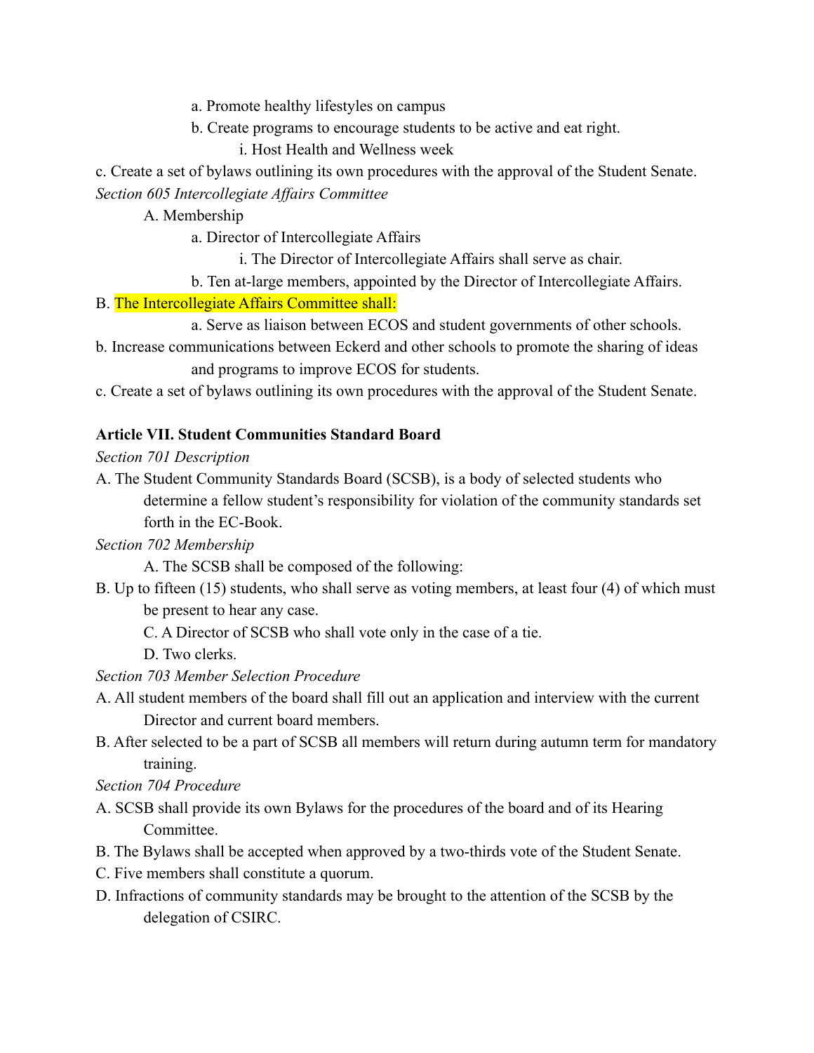a. Promote healthy lifestyles on campus

b. Create programs to encourage students to be active and eat right.

i. Host Health and Wellness week

c. Create a set of bylaws outlining its own procedures with the approval of the Student Senate.

*Section 605 Intercollegiate Affairs Committee*

A. Membership

a. Director of Intercollegiate Affairs

i. The Director of Intercollegiate Affairs shall serve as chair.

b. Ten at-large members, appointed by the Director of Intercollegiate Affairs.

B. The Intercollegiate Affairs Committee shall:

a. Serve as liaison between ECOS and student governments of other schools.

b. Increase communications between Eckerd and other schools to promote the sharing of ideas and programs to improve ECOS for students.

c. Create a set of bylaws outlining its own procedures with the approval of the Student Senate.

**Article VII. Student Communities Standard Board**

*Section 701 Description*

A. The Student Community Standards Board (SCSB), is a body of selected students who determine a fellow student's responsibility for violation of the community standards set forth in the EC-Book.

*Section 702 Membership*

A. The SCSB shall be composed of the following:

B. Up to fifteen (15) students, who shall serve as voting members, at least four (4) of which must be present to hear any case.

C. A Director of SCSB who shall vote only in the case of a tie.

D. Two clerks.

*Section 703 Member Selection Procedure*

A. All student members of the board shall fill out an application and interview with the current Director and current board members.

B. After selected to be a part of SCSB all members will return during autumn term for mandatory training.

*Section 704 Procedure*

A. SCSB shall provide its own Bylaws for the procedures of the board and of its Hearing Committee.

B. The Bylaws shall be accepted when approved by a two-thirds vote of the Student Senate.

C. Five members shall constitute a quorum.

D. Infractions of community standards may be brought to the attention of the SCSB by the delegation of CSIRC.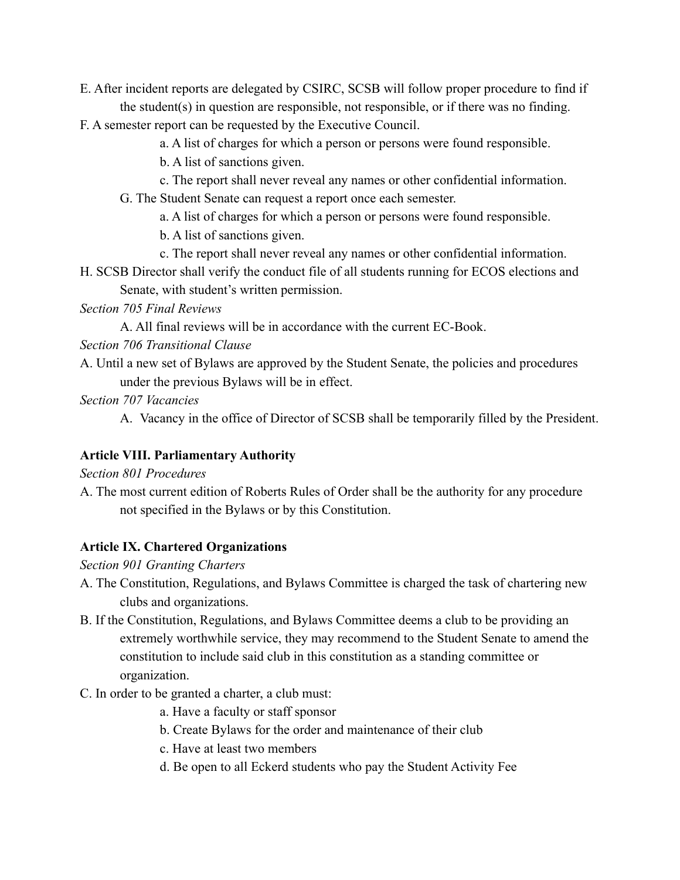E. After incident reports are delegated by CSIRC, SCSB will follow proper procedure to find if the student(s) in question are responsible, not responsible, or if there was no finding.

F. A semester report can be requested by the Executive Council.

- a. A list of charges for which a person or persons were found responsible.
- b. A list of sanctions given.
- c. The report shall never reveal any names or other confidential information.

G. The Student Senate can request a report once each semester.

- a. A list of charges for which a person or persons were found responsible.
- b. A list of sanctions given.
- c. The report shall never reveal any names or other confidential information.

H. SCSB Director shall verify the conduct file of all students running for ECOS elections and Senate, with student's written permission.

*Section 705 Final Reviews*

A. All final reviews will be in accordance with the current EC-Book.

*Section 706 Transitional Clause*

A. Until a new set of Bylaws are approved by the Student Senate, the policies and procedures under the previous Bylaws will be in effect.

*Section 707 Vacancies*

A. Vacancy in the office of Director of SCSB shall be temporarily filled by the President.

**Article VIII. Parliamentary Authority**

*Section 801 Procedures*

A. The most current edition of Roberts Rules of Order shall be the authority for any procedure not specified in the Bylaws or by this Constitution.

**Article IX. Chartered Organizations**

*Section 901 Granting Charters*

A. The Constitution, Regulations, and Bylaws Committee is charged the task of chartering new clubs and organizations.

B. If the Constitution, Regulations, and Bylaws Committee deems a club to be providing an extremely worthwhile service, they may recommend to the Student Senate to amend the constitution to include said club in this constitution as a standing committee or organization.

C. In order to be granted a charter, a club must:

- a. Have a faculty or staff sponsor
- b. Create Bylaws for the order and maintenance of their club
- c. Have at least two members
- d. Be open to all Eckerd students who pay the Student Activity Fee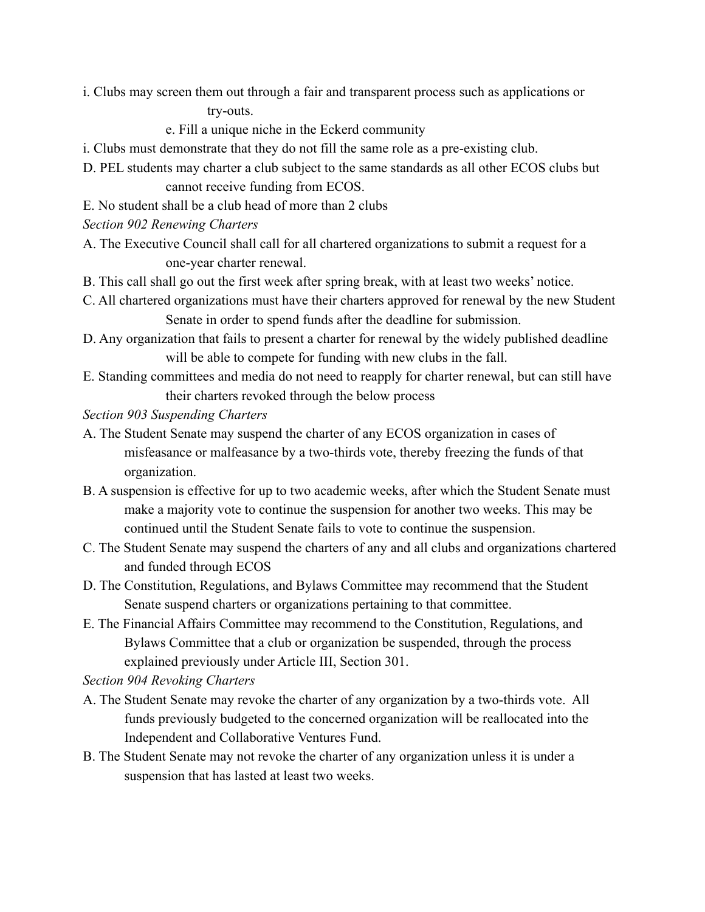i. Clubs may screen them out through a fair and transparent process such as applications or try-outs.

e. Fill a unique niche in the Eckerd community

i. Clubs must demonstrate that they do not fill the same role as a pre-existing club.

D. PEL students may charter a club subject to the same standards as all other ECOS clubs but cannot receive funding from ECOS.

E. No student shall be a club head of more than 2 clubs

*Section 902 Renewing Charters*

A. The Executive Council shall call for all chartered organizations to submit a request for a one-year charter renewal.

B. This call shall go out the first week after spring break, with at least two weeks' notice.

C. All chartered organizations must have their charters approved for renewal by the new Student Senate in order to spend funds after the deadline for submission.

D. Any organization that fails to present a charter for renewal by the widely published deadline will be able to compete for funding with new clubs in the fall.

E. Standing committees and media do not need to reapply for charter renewal, but can still have their charters revoked through the below process

*Section 903 Suspending Charters*

A. The Student Senate may suspend the charter of any ECOS organization in cases of misfeasance or malfeasance by a two-thirds vote, thereby freezing the funds of that organization.

B. A suspension is effective for up to two academic weeks, after which the Student Senate must make a majority vote to continue the suspension for another two weeks. This may be continued until the Student Senate fails to vote to continue the suspension.

C. The Student Senate may suspend the charters of any and all clubs and organizations chartered and funded through ECOS

D. The Constitution, Regulations, and Bylaws Committee may recommend that the Student Senate suspend charters or organizations pertaining to that committee.

E. The Financial Affairs Committee may recommend to the Constitution, Regulations, and Bylaws Committee that a club or organization be suspended, through the process explained previously under Article III, Section 301.

*Section 904 Revoking Charters*

A. The Student Senate may revoke the charter of any organization by a two-thirds vote. All funds previously budgeted to the concerned organization will be reallocated into the Independent and Collaborative Ventures Fund.

B. The Student Senate may not revoke the charter of any organization unless it is under a suspension that has lasted at least two weeks.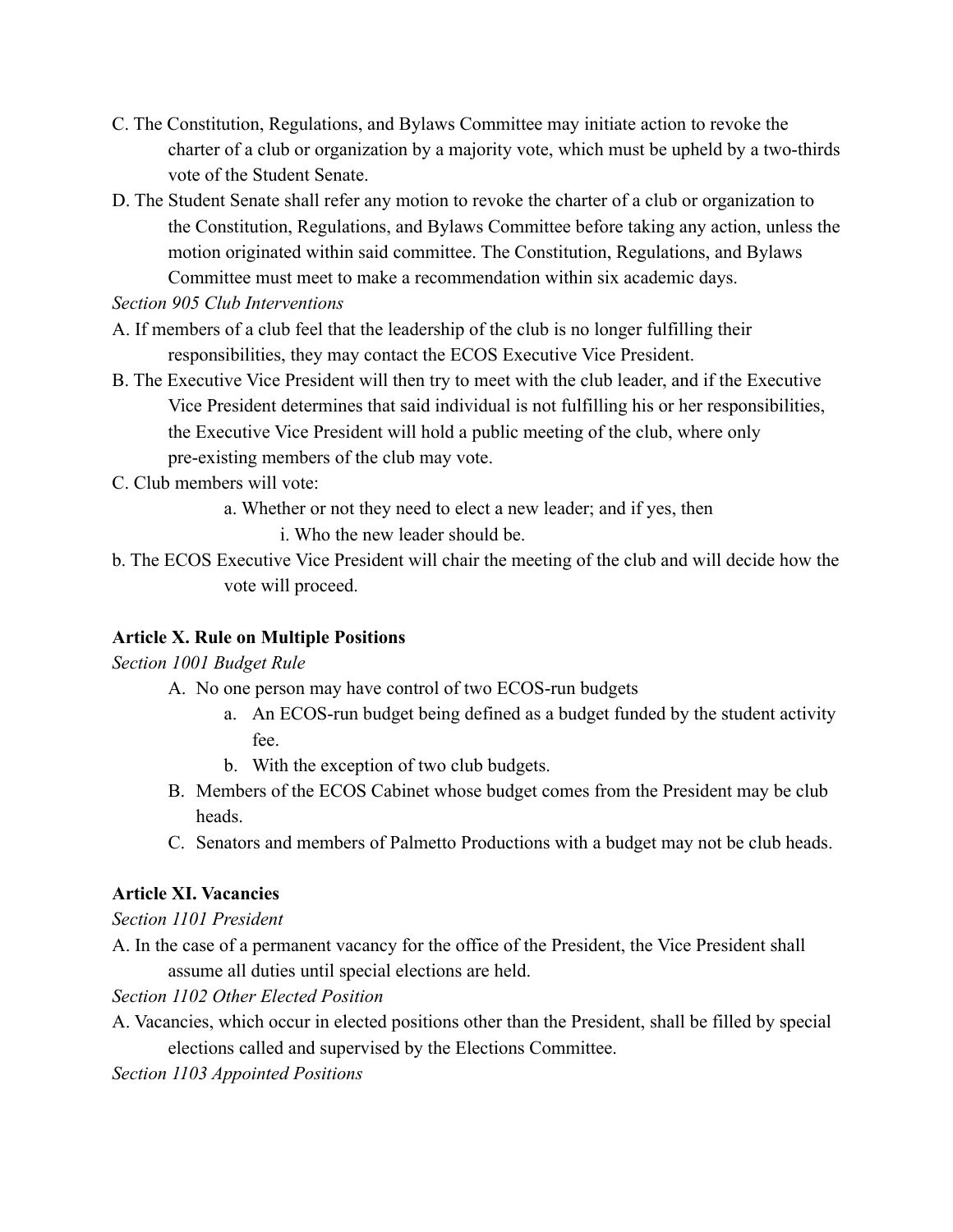C. The Constitution, Regulations, and Bylaws Committee may initiate action to revoke the charter of a club or organization by a majority vote, which must be upheld by a two-thirds vote of the Student Senate.

D. The Student Senate shall refer any motion to revoke the charter of a club or organization to the Constitution, Regulations, and Bylaws Committee before taking any action, unless the motion originated within said committee. The Constitution, Regulations, and Bylaws Committee must meet to make a recommendation within six academic days.

*Section 905 Club Interventions*

A. If members of a club feel that the leadership of the club is no longer fulfilling their responsibilities, they may contact the ECOS Executive Vice President.

B. The Executive Vice President will then try to meet with the club leader, and if the Executive Vice President determines that said individual is not fulfilling his or her responsibilities, the Executive Vice President will hold a public meeting of the club, where only pre-existing members of the club may vote.

C. Club members will vote:

  a. Whether or not they need to elect a new leader; and if yes, then

    i. Who the new leader should be.

b. The ECOS Executive Vice President will chair the meeting of the club and will decide how the vote will proceed.

**Article X. Rule on Multiple Positions**

*Section 1001 Budget Rule*

A. No one person may have control of two ECOS-run budgets
   a. An ECOS-run budget being defined as a budget funded by the student activity fee.
   b. With the exception of two club budgets.

B. Members of the ECOS Cabinet whose budget comes from the President may be club heads.

C. Senators and members of Palmetto Productions with a budget may not be club heads.

**Article XI. Vacancies**

*Section 1101 President*

A. In the case of a permanent vacancy for the office of the President, the Vice President shall assume all duties until special elections are held.

*Section 1102 Other Elected Position*

A. Vacancies, which occur in elected positions other than the President, shall be filled by special elections called and supervised by the Elections Committee.

*Section 1103 Appointed Positions*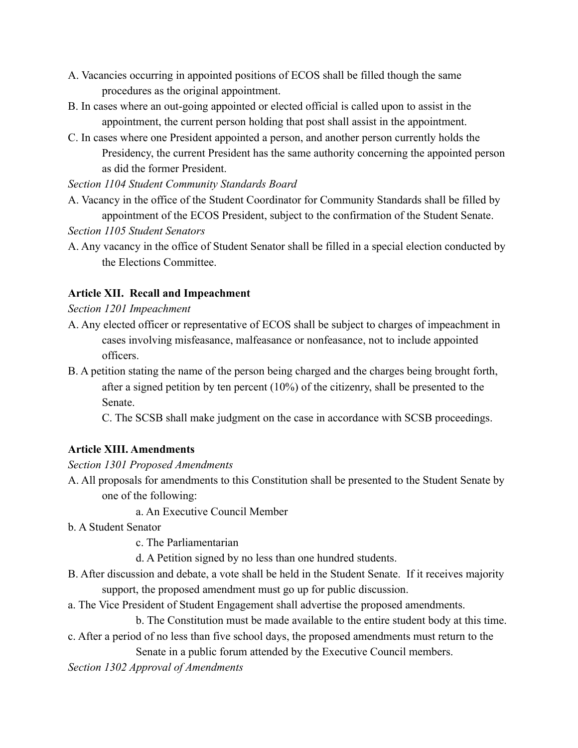A. Vacancies occurring in appointed positions of ECOS shall be filled though the same procedures as the original appointment.

B. In cases where an out-going appointed or elected official is called upon to assist in the appointment, the current person holding that post shall assist in the appointment.

C. In cases where one President appointed a person, and another person currently holds the Presidency, the current President has the same authority concerning the appointed person as did the former President.

*Section 1104 Student Community Standards Board*

A. Vacancy in the office of the Student Coordinator for Community Standards shall be filled by appointment of the ECOS President, subject to the confirmation of the Student Senate.

*Section 1105 Student Senators*

A. Any vacancy in the office of Student Senator shall be filled in a special election conducted by the Elections Committee.

**Article XII. Recall and Impeachment**

*Section 1201 Impeachment*

A. Any elected officer or representative of ECOS shall be subject to charges of impeachment in cases involving misfeasance, malfeasance or nonfeasance, not to include appointed officers.

B. A petition stating the name of the person being charged and the charges being brought forth, after a signed petition by ten percent (10%) of the citizenry, shall be presented to the Senate.

C. The SCSB shall make judgment on the case in accordance with SCSB proceedings.

**Article XIII. Amendments**

*Section 1301 Proposed Amendments*

A. All proposals for amendments to this Constitution shall be presented to the Student Senate by one of the following:

a. An Executive Council Member

b. A Student Senator

c. The Parliamentarian

d. A Petition signed by no less than one hundred students.

B. After discussion and debate, a vote shall be held in the Student Senate. If it receives majority support, the proposed amendment must go up for public discussion.

a. The Vice President of Student Engagement shall advertise the proposed amendments.

b. The Constitution must be made available to the entire student body at this time.

c. After a period of no less than five school days, the proposed amendments must return to the Senate in a public forum attended by the Executive Council members.

*Section 1302 Approval of Amendments*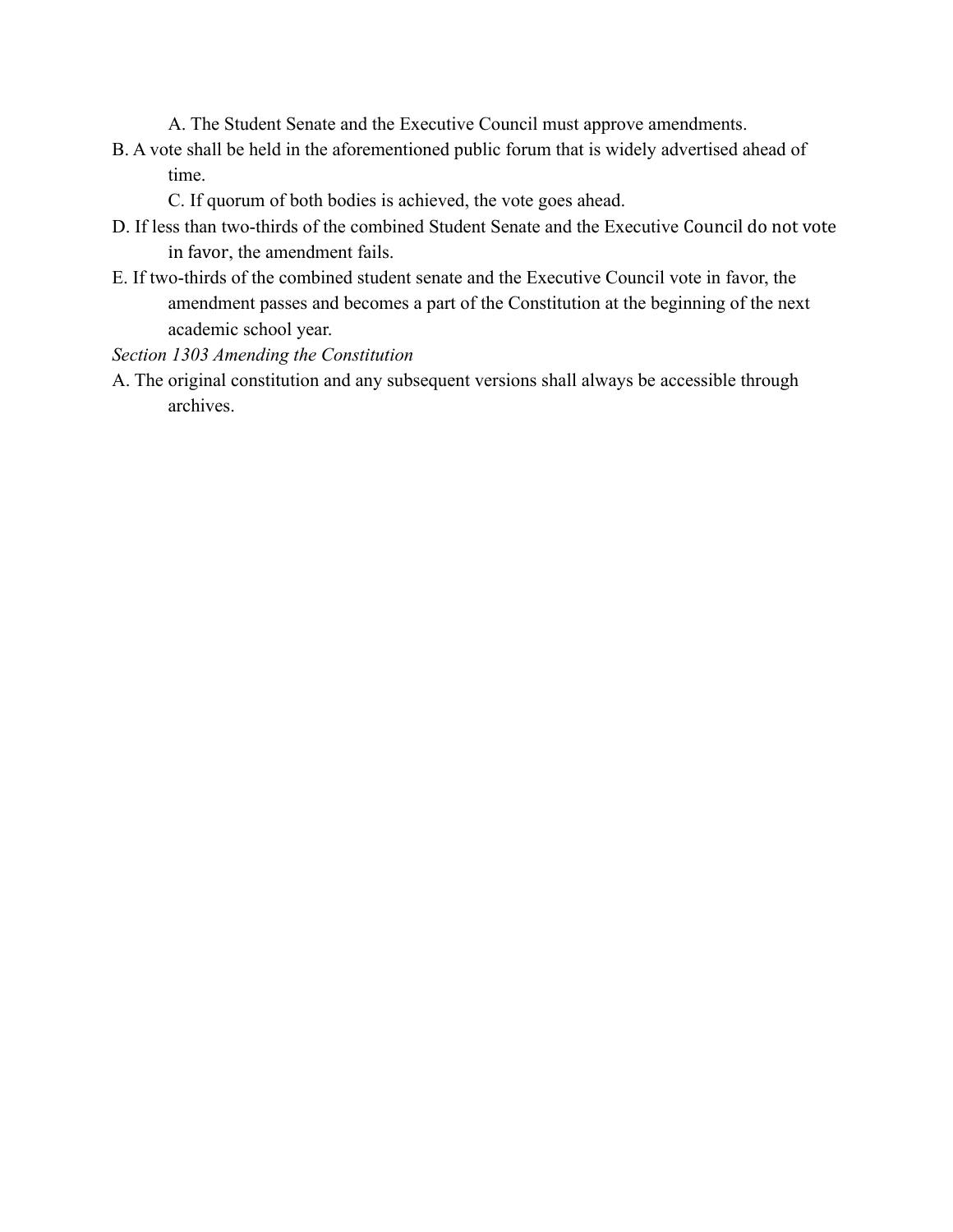A. The Student Senate and the Executive Council must approve amendments.

B. A vote shall be held in the aforementioned public forum that is widely advertised ahead of time.

C. If quorum of both bodies is achieved, the vote goes ahead.

D. If less than two-thirds of the combined Student Senate and the Executive Council do not vote in favor, the amendment fails.

E. If two-thirds of the combined student senate and the Executive Council vote in favor, the amendment passes and becomes a part of the Constitution at the beginning of the next academic school year.

*Section 1303 Amending the Constitution*

A. The original constitution and any subsequent versions shall always be accessible through archives.